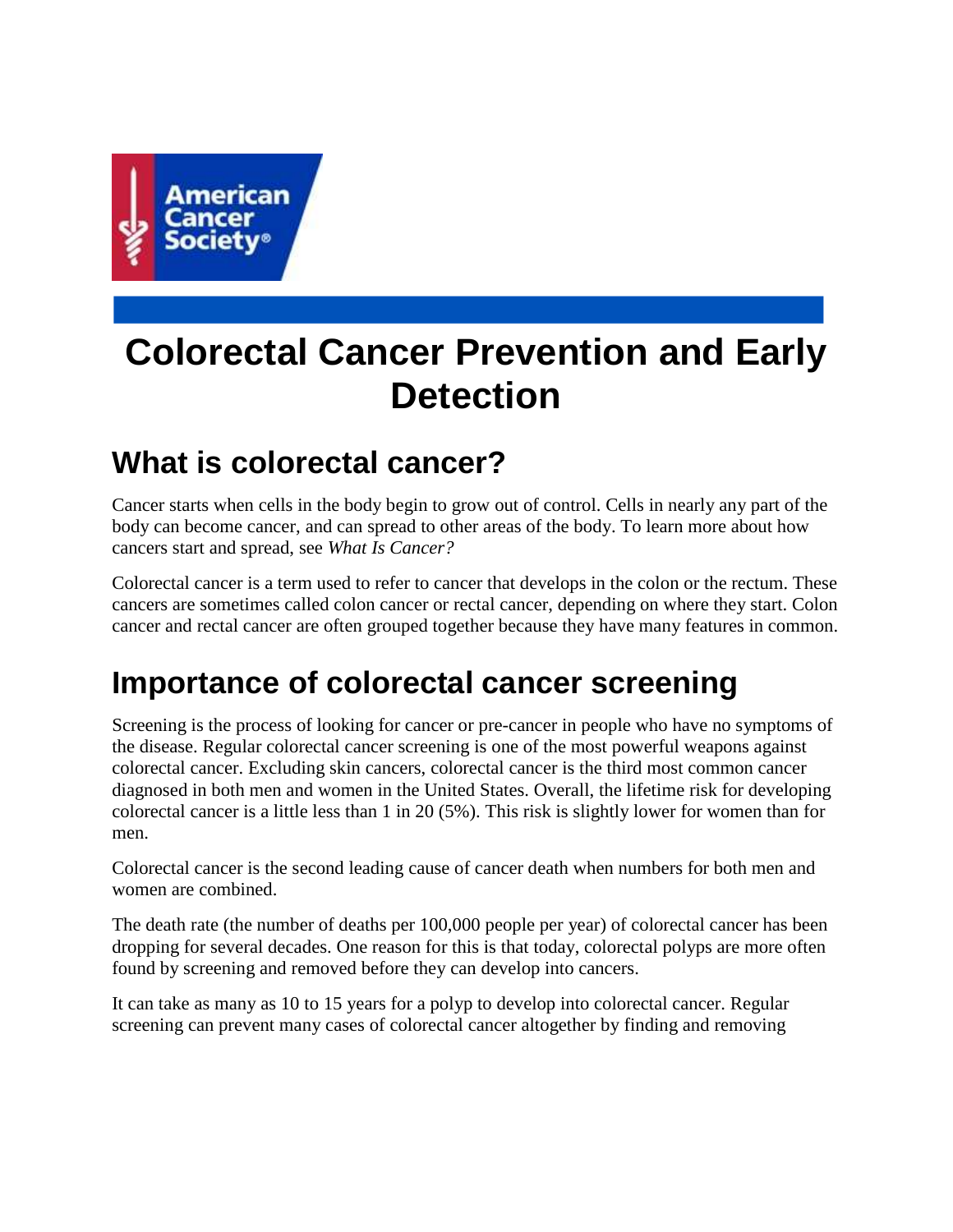American Cancer Society®

# Colorectal Cancer Prevention and Early Detection

## What is colorectal cancer?

Cancer starts when cells in the body begin to grow out of control. Cells in nearly any part of the body can become cancer, and can spread to other areas of the body. To learn more about how cancers start and spread, see *What Is Cancer?*

Colorectal cancer is a term used to refer to cancer that develops in the colon or the rectum. These cancers are sometimes called colon cancer or rectal cancer, depending on where they start. Colon cancer and rectal cancer are often grouped together because they have many features in common.

## Importance of colorectal cancer screening

Screening is the process of looking for cancer or pre-cancer in people who have no symptoms of the disease. Regular colorectal cancer screening is one of the most powerful weapons against colorectal cancer. Excluding skin cancers, colorectal cancer is the third most common cancer diagnosed in both men and women in the United States. Overall, the lifetime risk for developing colorectal cancer is a little less than 1 in 20 (5%). This risk is slightly lower for women than for men.

Colorectal cancer is the second leading cause of cancer death when numbers for both men and women are combined.

The death rate (the number of deaths per 100,000 people per year) of colorectal cancer has been dropping for several decades. One reason for this is that today, colorectal polyps are more often found by screening and removed before they can develop into cancers.

It can take as many as 10 to 15 years for a polyp to develop into colorectal cancer. Regular screening can prevent many cases of colorectal cancer altogether by finding and removing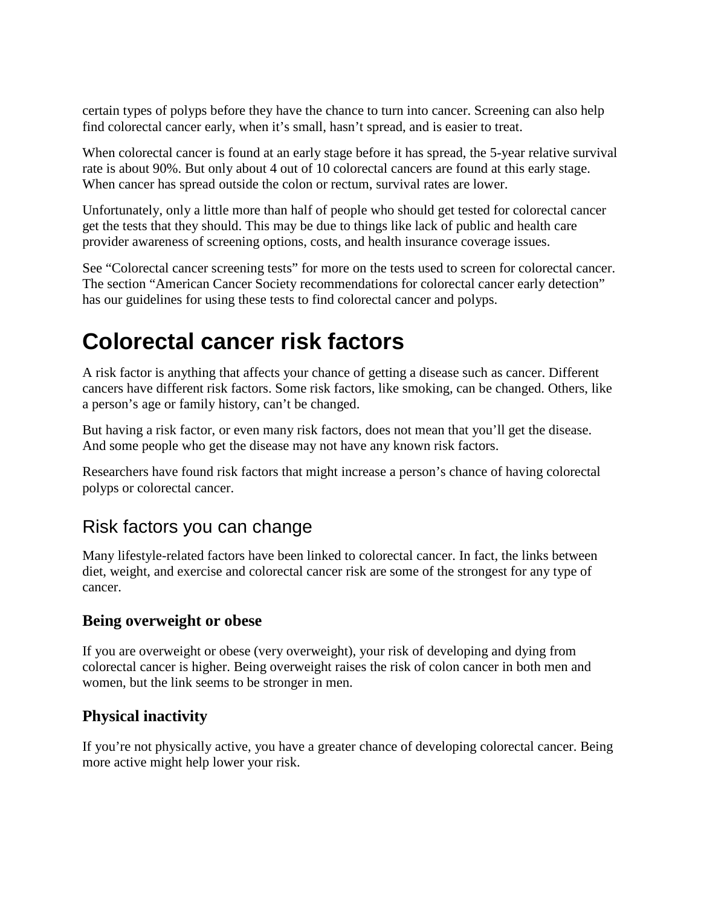certain types of polyps before they have the chance to turn into cancer. Screening can also help find colorectal cancer early, when it's small, hasn't spread, and is easier to treat.

When colorectal cancer is found at an early stage before it has spread, the 5-year relative survival rate is about 90%. But only about 4 out of 10 colorectal cancers are found at this early stage. When cancer has spread outside the colon or rectum, survival rates are lower.

Unfortunately, only a little more than half of people who should get tested for colorectal cancer get the tests that they should. This may be due to things like lack of public and health care provider awareness of screening options, costs, and health insurance coverage issues.

See "Colorectal cancer screening tests" for more on the tests used to screen for colorectal cancer. The section "American Cancer Society recommendations for colorectal cancer early detection" has our guidelines for using these tests to find colorectal cancer and polyps.

# Colorectal cancer risk factors

A risk factor is anything that affects your chance of getting a disease such as cancer. Different cancers have different risk factors. Some risk factors, like smoking, can be changed. Others, like a person's age or family history, can't be changed.

But having a risk factor, or even many risk factors, does not mean that you'll get the disease. And some people who get the disease may not have any known risk factors.

Researchers have found risk factors that might increase a person's chance of having colorectal polyps or colorectal cancer.

## Risk factors you can change

Many lifestyle-related factors have been linked to colorectal cancer. In fact, the links between diet, weight, and exercise and colorectal cancer risk are some of the strongest for any type of cancer.

### Being overweight or obese

If you are overweight or obese (very overweight), your risk of developing and dying from colorectal cancer is higher. Being overweight raises the risk of colon cancer in both men and women, but the link seems to be stronger in men.

### Physical inactivity

If you're not physically active, you have a greater chance of developing colorectal cancer. Being more active might help lower your risk.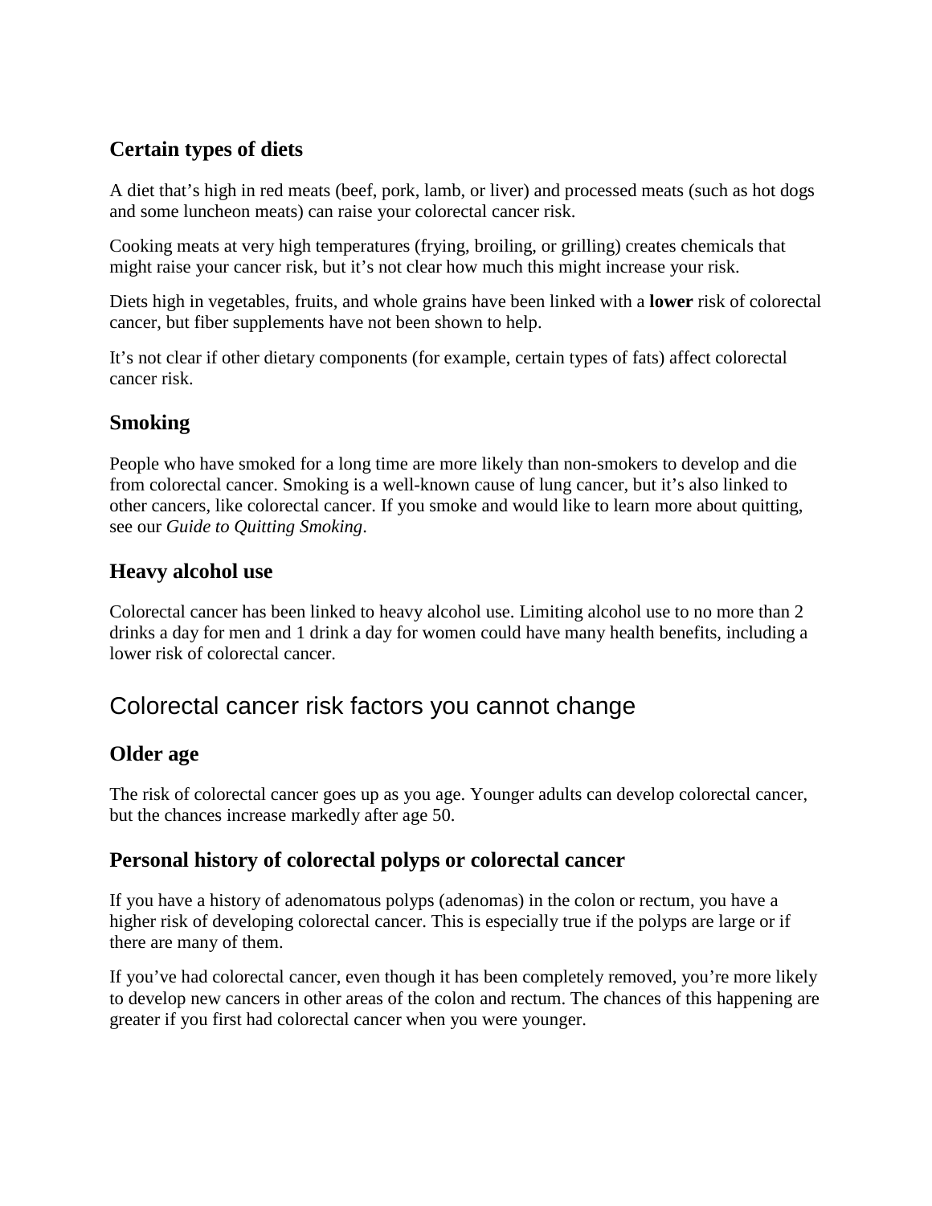### Certain types of diets

A diet that's high in red meats (beef, pork, lamb, or liver) and processed meats (such as hot dogs and some luncheon meats) can raise your colorectal cancer risk.

Cooking meats at very high temperatures (frying, broiling, or grilling) creates chemicals that might raise your cancer risk, but it's not clear how much this might increase your risk.

Diets high in vegetables, fruits, and whole grains have been linked with a **lower** risk of colorectal cancer, but fiber supplements have not been shown to help.

It's not clear if other dietary components (for example, certain types of fats) affect colorectal cancer risk.

### Smoking

People who have smoked for a long time are more likely than non-smokers to develop and die from colorectal cancer. Smoking is a well-known cause of lung cancer, but it's also linked to other cancers, like colorectal cancer. If you smoke and would like to learn more about quitting, see our *Guide to Quitting Smoking*.

### Heavy alcohol use

Colorectal cancer has been linked to heavy alcohol use. Limiting alcohol use to no more than 2 drinks a day for men and 1 drink a day for women could have many health benefits, including a lower risk of colorectal cancer.

## Colorectal cancer risk factors you cannot change

### Older age

The risk of colorectal cancer goes up as you age. Younger adults can develop colorectal cancer, but the chances increase markedly after age 50.

### Personal history of colorectal polyps or colorectal cancer

If you have a history of adenomatous polyps (adenomas) in the colon or rectum, you have a higher risk of developing colorectal cancer. This is especially true if the polyps are large or if there are many of them.

If you've had colorectal cancer, even though it has been completely removed, you're more likely to develop new cancers in other areas of the colon and rectum. The chances of this happening are greater if you first had colorectal cancer when you were younger.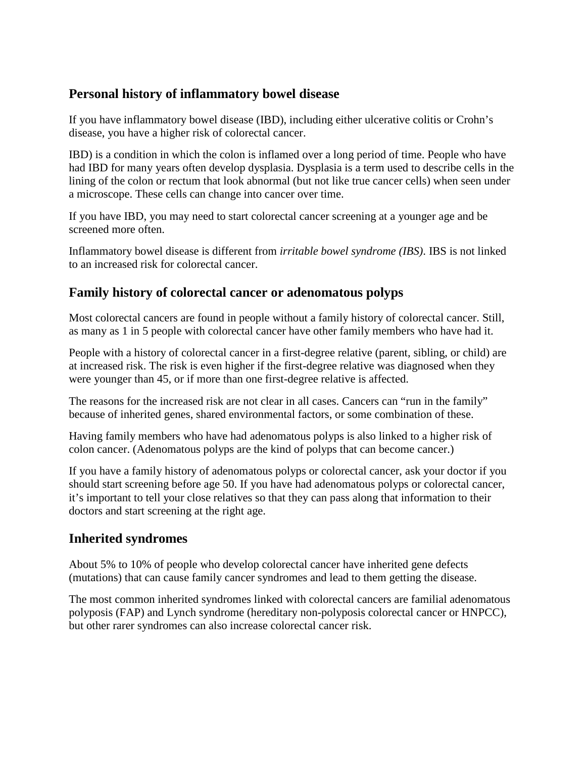## Personal history of inflammatory bowel disease

If you have inflammatory bowel disease (IBD), including either ulcerative colitis or Crohn's disease, you have a higher risk of colorectal cancer.

IBD) is a condition in which the colon is inflamed over a long period of time. People who have had IBD for many years often develop dysplasia. Dysplasia is a term used to describe cells in the lining of the colon or rectum that look abnormal (but not like true cancer cells) when seen under a microscope. These cells can change into cancer over time.

If you have IBD, you may need to start colorectal cancer screening at a younger age and be screened more often.

Inflammatory bowel disease is different from *irritable bowel syndrome (IBS)*. IBS is not linked to an increased risk for colorectal cancer.

## Family history of colorectal cancer or adenomatous polyps

Most colorectal cancers are found in people without a family history of colorectal cancer. Still, as many as 1 in 5 people with colorectal cancer have other family members who have had it.

People with a history of colorectal cancer in a first-degree relative (parent, sibling, or child) are at increased risk. The risk is even higher if the first-degree relative was diagnosed when they were younger than 45, or if more than one first-degree relative is affected.

The reasons for the increased risk are not clear in all cases. Cancers can "run in the family" because of inherited genes, shared environmental factors, or some combination of these.

Having family members who have had adenomatous polyps is also linked to a higher risk of colon cancer. (Adenomatous polyps are the kind of polyps that can become cancer.)

If you have a family history of adenomatous polyps or colorectal cancer, ask your doctor if you should start screening before age 50. If you have had adenomatous polyps or colorectal cancer, it's important to tell your close relatives so that they can pass along that information to their doctors and start screening at the right age.

## Inherited syndromes

About 5% to 10% of people who develop colorectal cancer have inherited gene defects (mutations) that can cause family cancer syndromes and lead to them getting the disease.

The most common inherited syndromes linked with colorectal cancers are familial adenomatous polyposis (FAP) and Lynch syndrome (hereditary non-polyposis colorectal cancer or HNPCC), but other rarer syndromes can also increase colorectal cancer risk.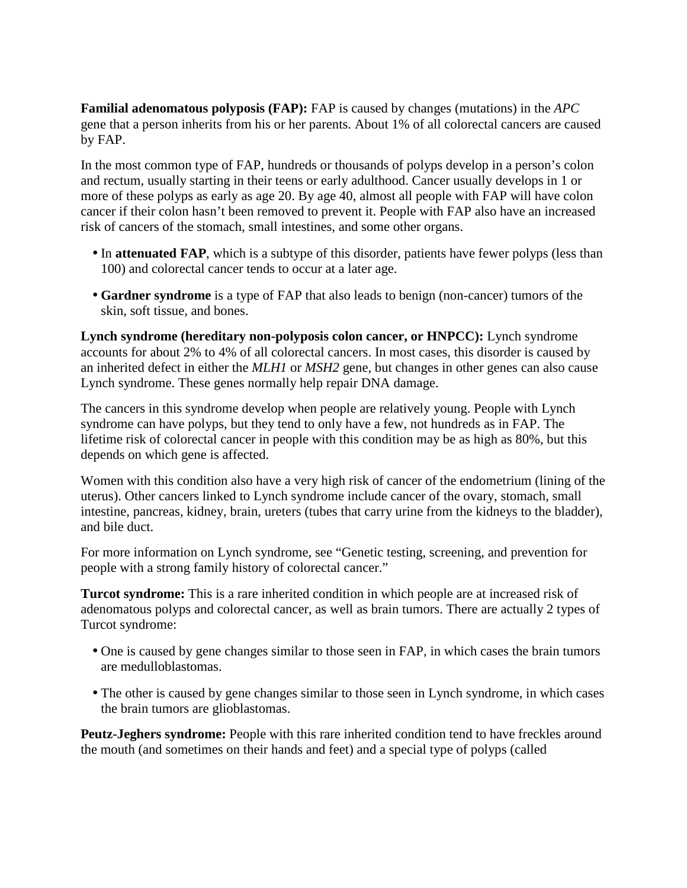**Familial adenomatous polyposis (FAP):** FAP is caused by changes (mutations) in the *APC* gene that a person inherits from his or her parents. About 1% of all colorectal cancers are caused by FAP.

In the most common type of FAP, hundreds or thousands of polyps develop in a person's colon and rectum, usually starting in their teens or early adulthood. Cancer usually develops in 1 or more of these polyps as early as age 20. By age 40, almost all people with FAP will have colon cancer if their colon hasn't been removed to prevent it. People with FAP also have an increased risk of cancers of the stomach, small intestines, and some other organs.

- In **attenuated FAP**, which is a subtype of this disorder, patients have fewer polyps (less than 100) and colorectal cancer tends to occur at a later age.
- **Gardner syndrome** is a type of FAP that also leads to benign (non-cancer) tumors of the skin, soft tissue, and bones.

**Lynch syndrome (hereditary non-polyposis colon cancer, or HNPCC):** Lynch syndrome accounts for about 2% to 4% of all colorectal cancers. In most cases, this disorder is caused by an inherited defect in either the *MLH1* or *MSH2* gene, but changes in other genes can also cause Lynch syndrome. These genes normally help repair DNA damage.

The cancers in this syndrome develop when people are relatively young. People with Lynch syndrome can have polyps, but they tend to only have a few, not hundreds as in FAP. The lifetime risk of colorectal cancer in people with this condition may be as high as 80%, but this depends on which gene is affected.

Women with this condition also have a very high risk of cancer of the endometrium (lining of the uterus). Other cancers linked to Lynch syndrome include cancer of the ovary, stomach, small intestine, pancreas, kidney, brain, ureters (tubes that carry urine from the kidneys to the bladder), and bile duct.

For more information on Lynch syndrome, see "Genetic testing, screening, and prevention for people with a strong family history of colorectal cancer."

**Turcot syndrome:** This is a rare inherited condition in which people are at increased risk of adenomatous polyps and colorectal cancer, as well as brain tumors. There are actually 2 types of Turcot syndrome:

- One is caused by gene changes similar to those seen in FAP, in which cases the brain tumors are medulloblastomas.
- The other is caused by gene changes similar to those seen in Lynch syndrome, in which cases the brain tumors are glioblastomas.

**Peutz-Jeghers syndrome:** People with this rare inherited condition tend to have freckles around the mouth (and sometimes on their hands and feet) and a special type of polyps (called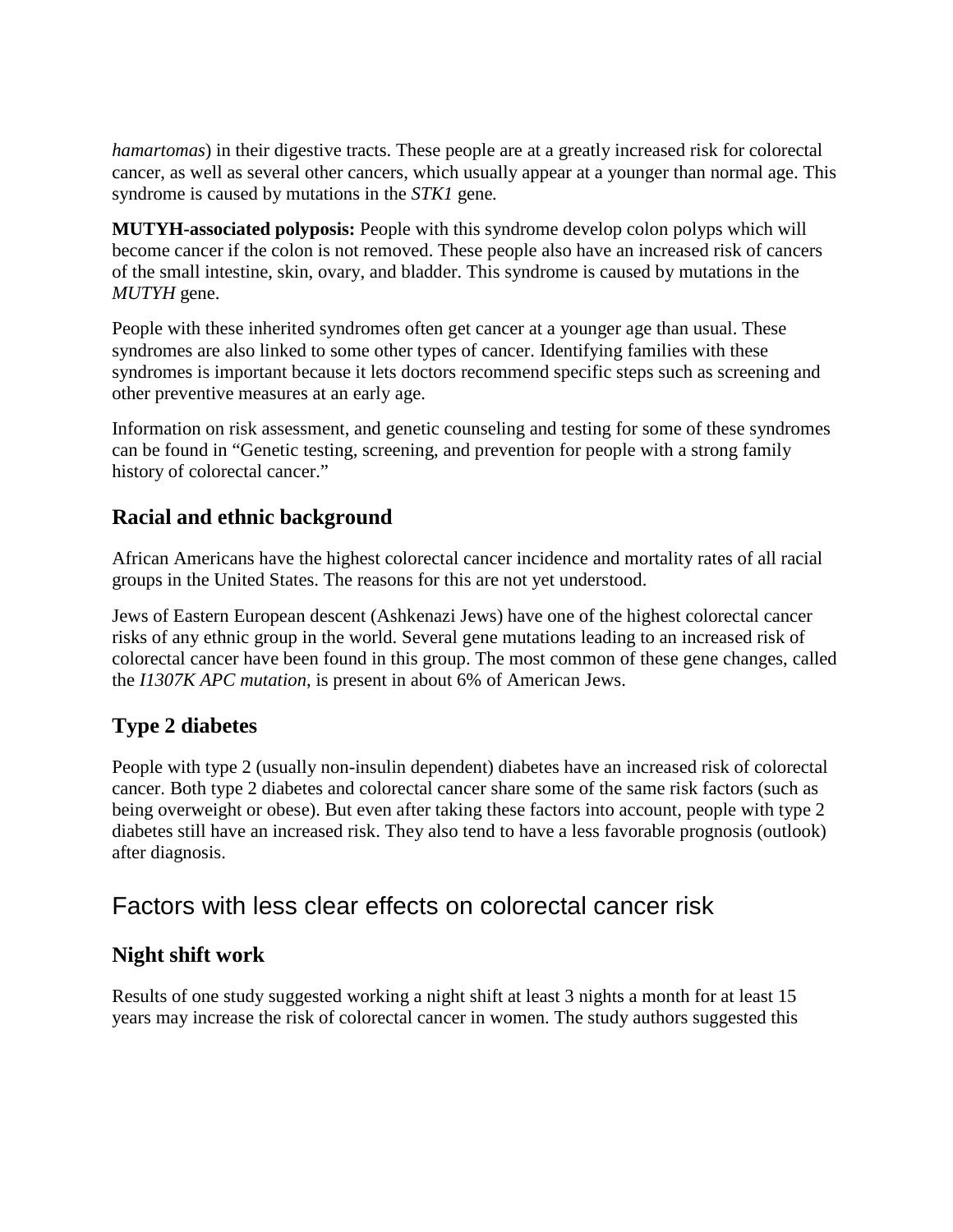*hamartomas*) in their digestive tracts. These people are at a greatly increased risk for colorectal cancer, as well as several other cancers, which usually appear at a younger than normal age. This syndrome is caused by mutations in the *STK1* gene.

**MUTYH-associated polyposis:** People with this syndrome develop colon polyps which will become cancer if the colon is not removed. These people also have an increased risk of cancers of the small intestine, skin, ovary, and bladder. This syndrome is caused by mutations in the *MUTYH* gene.

People with these inherited syndromes often get cancer at a younger age than usual. These syndromes are also linked to some other types of cancer. Identifying families with these syndromes is important because it lets doctors recommend specific steps such as screening and other preventive measures at an early age.

Information on risk assessment, and genetic counseling and testing for some of these syndromes can be found in "Genetic testing, screening, and prevention for people with a strong family history of colorectal cancer."

### Racial and ethnic background

African Americans have the highest colorectal cancer incidence and mortality rates of all racial groups in the United States. The reasons for this are not yet understood.

Jews of Eastern European descent (Ashkenazi Jews) have one of the highest colorectal cancer risks of any ethnic group in the world. Several gene mutations leading to an increased risk of colorectal cancer have been found in this group. The most common of these gene changes, called the *I1307K APC mutation*, is present in about 6% of American Jews.

### Type 2 diabetes

People with type 2 (usually non-insulin dependent) diabetes have an increased risk of colorectal cancer. Both type 2 diabetes and colorectal cancer share some of the same risk factors (such as being overweight or obese). But even after taking these factors into account, people with type 2 diabetes still have an increased risk. They also tend to have a less favorable prognosis (outlook) after diagnosis.

## Factors with less clear effects on colorectal cancer risk

### Night shift work

Results of one study suggested working a night shift at least 3 nights a month for at least 15 years may increase the risk of colorectal cancer in women. The study authors suggested this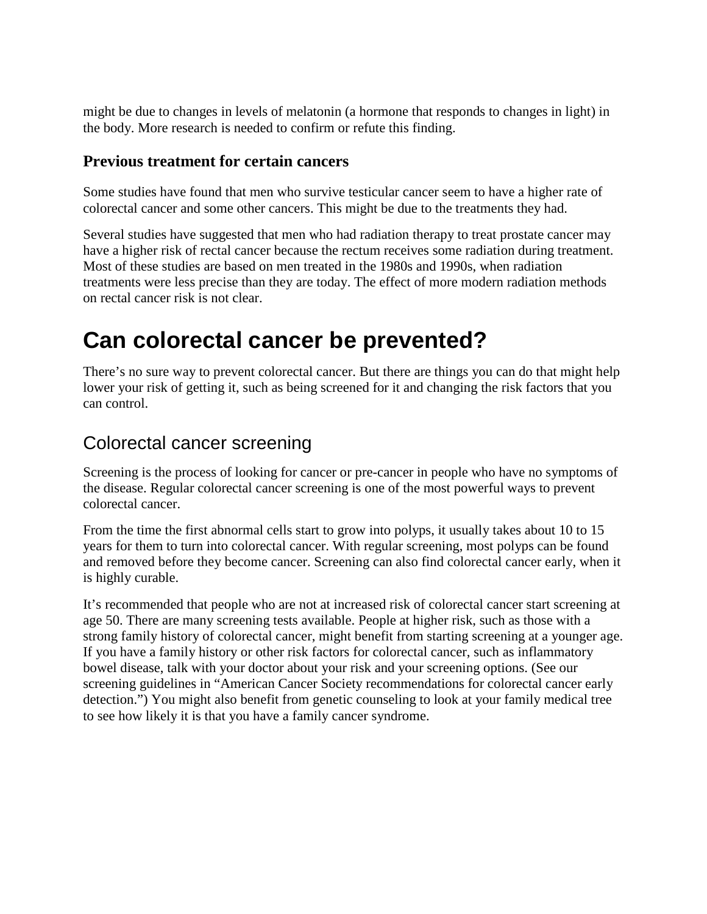might be due to changes in levels of melatonin (a hormone that responds to changes in light) in the body. More research is needed to confirm or refute this finding.

### Previous treatment for certain cancers

Some studies have found that men who survive testicular cancer seem to have a higher rate of colorectal cancer and some other cancers. This might be due to the treatments they had.

Several studies have suggested that men who had radiation therapy to treat prostate cancer may have a higher risk of rectal cancer because the rectum receives some radiation during treatment. Most of these studies are based on men treated in the 1980s and 1990s, when radiation treatments were less precise than they are today. The effect of more modern radiation methods on rectal cancer risk is not clear.

# Can colorectal cancer be prevented?

There's no sure way to prevent colorectal cancer. But there are things you can do that might help lower your risk of getting it, such as being screened for it and changing the risk factors that you can control.

## Colorectal cancer screening

Screening is the process of looking for cancer or pre-cancer in people who have no symptoms of the disease. Regular colorectal cancer screening is one of the most powerful ways to prevent colorectal cancer.

From the time the first abnormal cells start to grow into polyps, it usually takes about 10 to 15 years for them to turn into colorectal cancer. With regular screening, most polyps can be found and removed before they become cancer. Screening can also find colorectal cancer early, when it is highly curable.

It's recommended that people who are not at increased risk of colorectal cancer start screening at age 50. There are many screening tests available. People at higher risk, such as those with a strong family history of colorectal cancer, might benefit from starting screening at a younger age. If you have a family history or other risk factors for colorectal cancer, such as inflammatory bowel disease, talk with your doctor about your risk and your screening options. (See our screening guidelines in "American Cancer Society recommendations for colorectal cancer early detection.") You might also benefit from genetic counseling to look at your family medical tree to see how likely it is that you have a family cancer syndrome.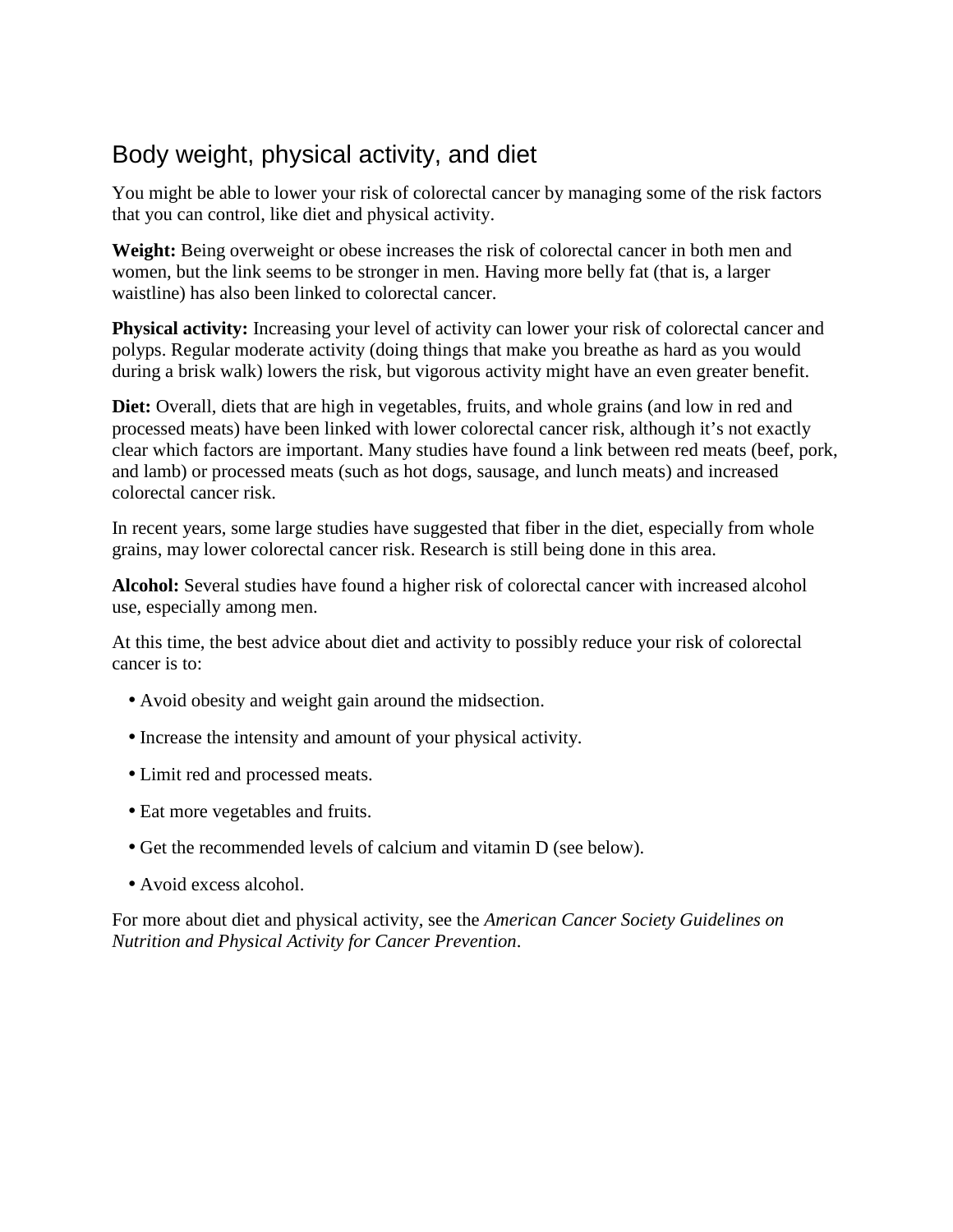## Body weight, physical activity, and diet

You might be able to lower your risk of colorectal cancer by managing some of the risk factors that you can control, like diet and physical activity.

**Weight:** Being overweight or obese increases the risk of colorectal cancer in both men and women, but the link seems to be stronger in men. Having more belly fat (that is, a larger waistline) has also been linked to colorectal cancer.

**Physical activity:** Increasing your level of activity can lower your risk of colorectal cancer and polyps. Regular moderate activity (doing things that make you breathe as hard as you would during a brisk walk) lowers the risk, but vigorous activity might have an even greater benefit.

**Diet:** Overall, diets that are high in vegetables, fruits, and whole grains (and low in red and processed meats) have been linked with lower colorectal cancer risk, although it's not exactly clear which factors are important. Many studies have found a link between red meats (beef, pork, and lamb) or processed meats (such as hot dogs, sausage, and lunch meats) and increased colorectal cancer risk.

In recent years, some large studies have suggested that fiber in the diet, especially from whole grains, may lower colorectal cancer risk. Research is still being done in this area.

**Alcohol:** Several studies have found a higher risk of colorectal cancer with increased alcohol use, especially among men.

At this time, the best advice about diet and activity to possibly reduce your risk of colorectal cancer is to:

- Avoid obesity and weight gain around the midsection.
- Increase the intensity and amount of your physical activity.
- Limit red and processed meats.
- Eat more vegetables and fruits.
- Get the recommended levels of calcium and vitamin D (see below).
- Avoid excess alcohol.

For more about diet and physical activity, see the *American Cancer Society Guidelines on Nutrition and Physical Activity for Cancer Prevention*.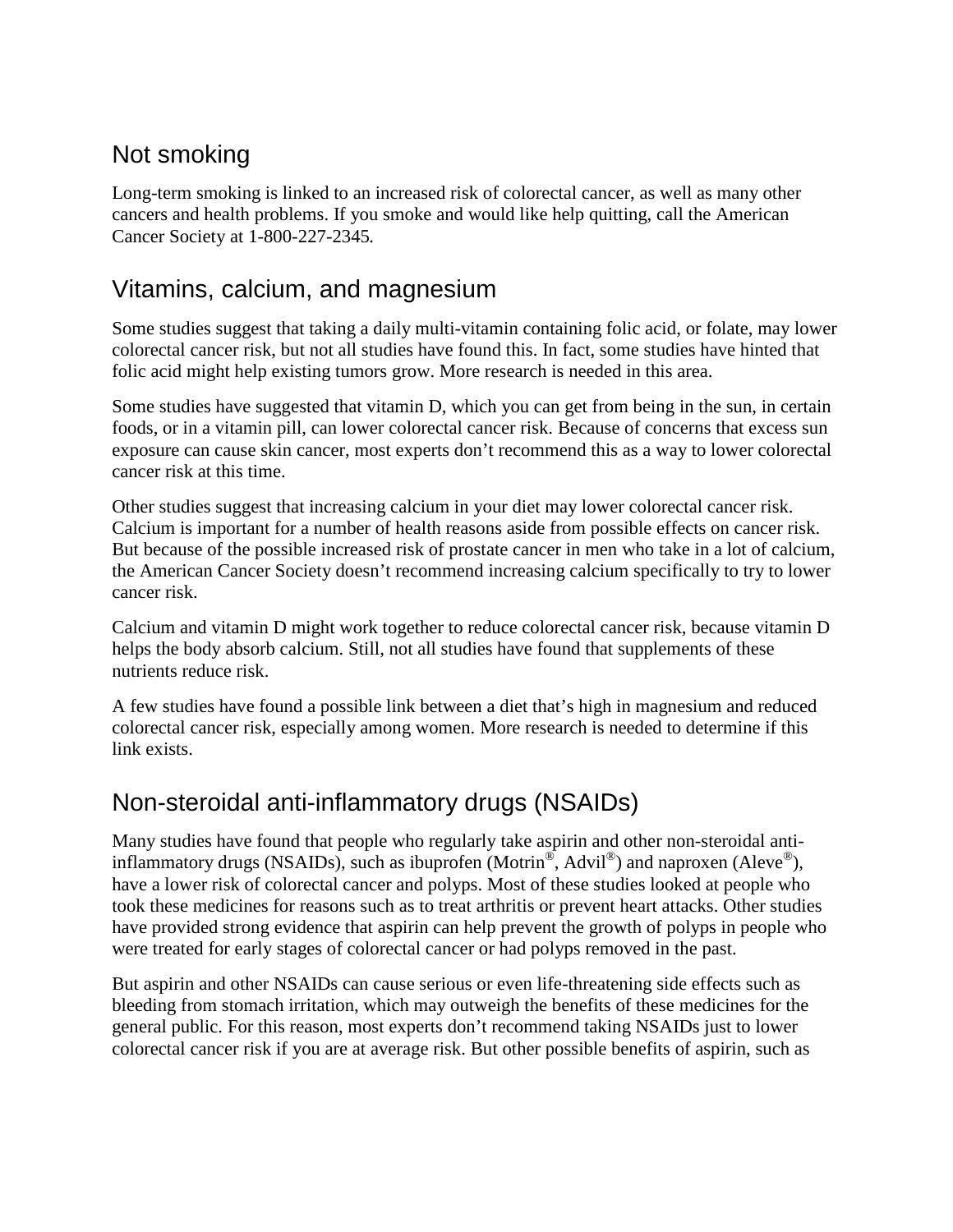## Not smoking

Long-term smoking is linked to an increased risk of colorectal cancer, as well as many other cancers and health problems. If you smoke and would like help quitting, call the American Cancer Society at 1-800-227-2345.

## Vitamins, calcium, and magnesium

Some studies suggest that taking a daily multi-vitamin containing folic acid, or folate, may lower colorectal cancer risk, but not all studies have found this. In fact, some studies have hinted that folic acid might help existing tumors grow. More research is needed in this area.

Some studies have suggested that vitamin D, which you can get from being in the sun, in certain foods, or in a vitamin pill, can lower colorectal cancer risk. Because of concerns that excess sun exposure can cause skin cancer, most experts don't recommend this as a way to lower colorectal cancer risk at this time.

Other studies suggest that increasing calcium in your diet may lower colorectal cancer risk. Calcium is important for a number of health reasons aside from possible effects on cancer risk. But because of the possible increased risk of prostate cancer in men who take in a lot of calcium, the American Cancer Society doesn't recommend increasing calcium specifically to try to lower cancer risk.

Calcium and vitamin D might work together to reduce colorectal cancer risk, because vitamin D helps the body absorb calcium. Still, not all studies have found that supplements of these nutrients reduce risk.

A few studies have found a possible link between a diet that's high in magnesium and reduced colorectal cancer risk, especially among women. More research is needed to determine if this link exists.

## Non-steroidal anti-inflammatory drugs (NSAIDs)

Many studies have found that people who regularly take aspirin and other non-steroidal anti-inflammatory drugs (NSAIDs), such as ibuprofen (Motrin®, Advil®) and naproxen (Aleve®), have a lower risk of colorectal cancer and polyps. Most of these studies looked at people who took these medicines for reasons such as to treat arthritis or prevent heart attacks. Other studies have provided strong evidence that aspirin can help prevent the growth of polyps in people who were treated for early stages of colorectal cancer or had polyps removed in the past.

But aspirin and other NSAIDs can cause serious or even life-threatening side effects such as bleeding from stomach irritation, which may outweigh the benefits of these medicines for the general public. For this reason, most experts don't recommend taking NSAIDs just to lower colorectal cancer risk if you are at average risk. But other possible benefits of aspirin, such as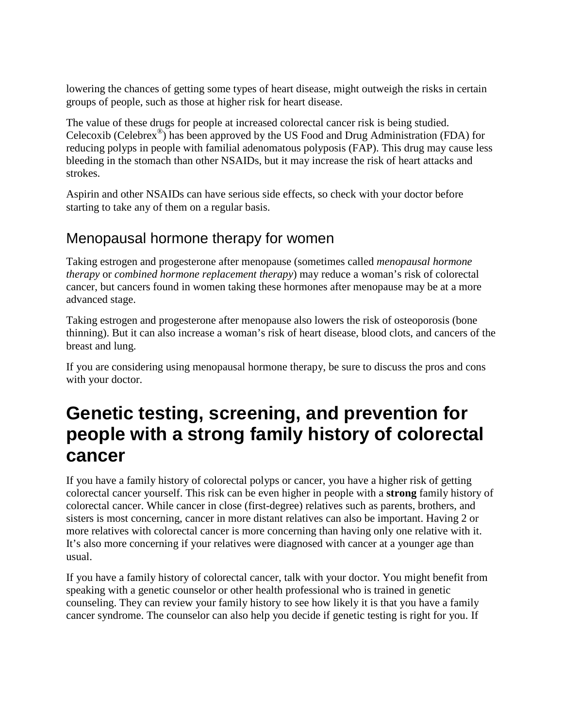lowering the chances of getting some types of heart disease, might outweigh the risks in certain groups of people, such as those at higher risk for heart disease.

The value of these drugs for people at increased colorectal cancer risk is being studied. Celecoxib (Celebrex®) has been approved by the US Food and Drug Administration (FDA) for reducing polyps in people with familial adenomatous polyposis (FAP). This drug may cause less bleeding in the stomach than other NSAIDs, but it may increase the risk of heart attacks and strokes.

Aspirin and other NSAIDs can have serious side effects, so check with your doctor before starting to take any of them on a regular basis.

## Menopausal hormone therapy for women

Taking estrogen and progesterone after menopause (sometimes called *menopausal hormone therapy* or *combined hormone replacement therapy*) may reduce a woman's risk of colorectal cancer, but cancers found in women taking these hormones after menopause may be at a more advanced stage.

Taking estrogen and progesterone after menopause also lowers the risk of osteoporosis (bone thinning). But it can also increase a woman's risk of heart disease, blood clots, and cancers of the breast and lung.

If you are considering using menopausal hormone therapy, be sure to discuss the pros and cons with your doctor.

# Genetic testing, screening, and prevention for people with a strong family history of colorectal cancer

If you have a family history of colorectal polyps or cancer, you have a higher risk of getting colorectal cancer yourself. This risk can be even higher in people with a **strong** family history of colorectal cancer. While cancer in close (first-degree) relatives such as parents, brothers, and sisters is most concerning, cancer in more distant relatives can also be important. Having 2 or more relatives with colorectal cancer is more concerning than having only one relative with it. It's also more concerning if your relatives were diagnosed with cancer at a younger age than usual.

If you have a family history of colorectal cancer, talk with your doctor. You might benefit from speaking with a genetic counselor or other health professional who is trained in genetic counseling. They can review your family history to see how likely it is that you have a family cancer syndrome. The counselor can also help you decide if genetic testing is right for you. If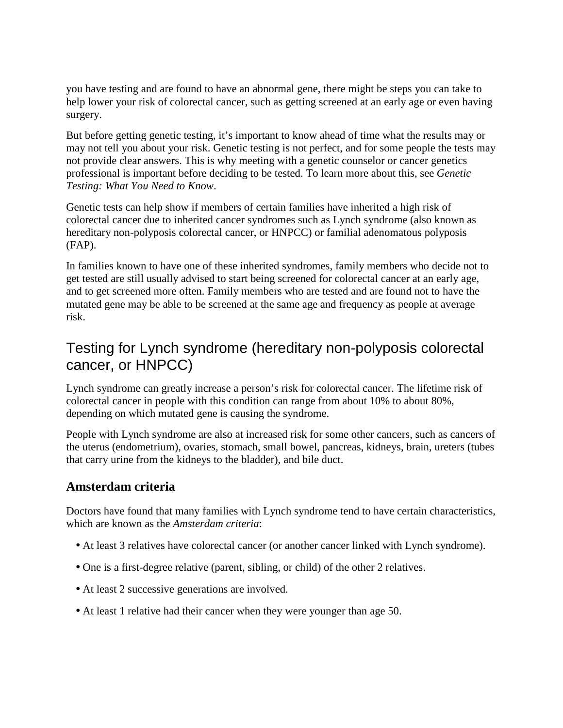you have testing and are found to have an abnormal gene, there might be steps you can take to help lower your risk of colorectal cancer, such as getting screened at an early age or even having surgery.

But before getting genetic testing, it's important to know ahead of time what the results may or may not tell you about your risk. Genetic testing is not perfect, and for some people the tests may not provide clear answers. This is why meeting with a genetic counselor or cancer genetics professional is important before deciding to be tested. To learn more about this, see *Genetic Testing: What You Need to Know*.

Genetic tests can help show if members of certain families have inherited a high risk of colorectal cancer due to inherited cancer syndromes such as Lynch syndrome (also known as hereditary non-polyposis colorectal cancer, or HNPCC) or familial adenomatous polyposis (FAP).

In families known to have one of these inherited syndromes, family members who decide not to get tested are still usually advised to start being screened for colorectal cancer at an early age, and to get screened more often. Family members who are tested and are found not to have the mutated gene may be able to be screened at the same age and frequency as people at average risk.

## Testing for Lynch syndrome (hereditary non-polyposis colorectal cancer, or HNPCC)

Lynch syndrome can greatly increase a person's risk for colorectal cancer. The lifetime risk of colorectal cancer in people with this condition can range from about 10% to about 80%, depending on which mutated gene is causing the syndrome.

People with Lynch syndrome are also at increased risk for some other cancers, such as cancers of the uterus (endometrium), ovaries, stomach, small bowel, pancreas, kidneys, brain, ureters (tubes that carry urine from the kidneys to the bladder), and bile duct.

### Amsterdam criteria

Doctors have found that many families with Lynch syndrome tend to have certain characteristics, which are known as the *Amsterdam criteria*:

- At least 3 relatives have colorectal cancer (or another cancer linked with Lynch syndrome).
- One is a first-degree relative (parent, sibling, or child) of the other 2 relatives.
- At least 2 successive generations are involved.
- At least 1 relative had their cancer when they were younger than age 50.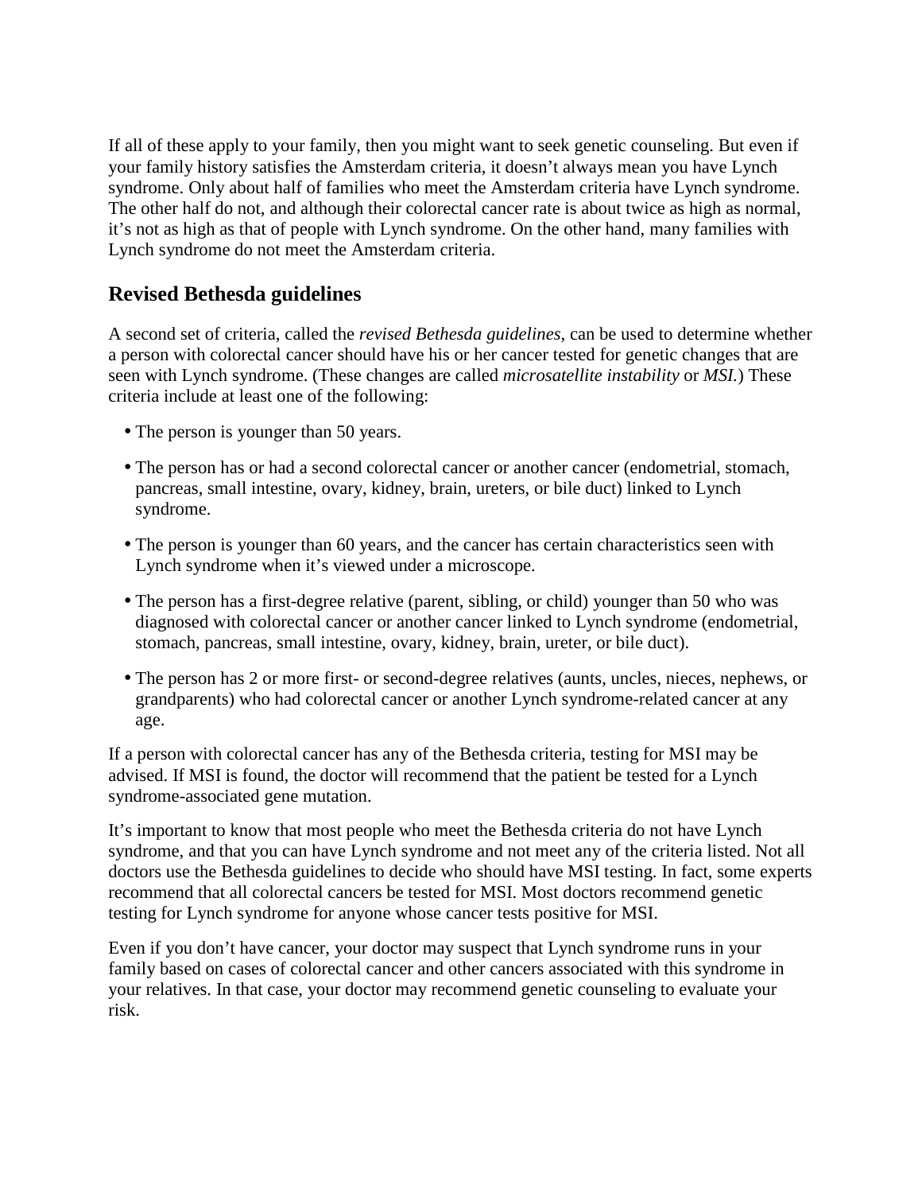If all of these apply to your family, then you might want to seek genetic counseling. But even if your family history satisfies the Amsterdam criteria, it doesn't always mean you have Lynch syndrome. Only about half of families who meet the Amsterdam criteria have Lynch syndrome. The other half do not, and although their colorectal cancer rate is about twice as high as normal, it's not as high as that of people with Lynch syndrome. On the other hand, many families with Lynch syndrome do not meet the Amsterdam criteria.

## Revised Bethesda guidelines

A second set of criteria, called the *revised Bethesda guidelines*, can be used to determine whether a person with colorectal cancer should have his or her cancer tested for genetic changes that are seen with Lynch syndrome. (These changes are called *microsatellite instability* or *MSI.*) These criteria include at least one of the following:

- The person is younger than 50 years.
- The person has or had a second colorectal cancer or another cancer (endometrial, stomach, pancreas, small intestine, ovary, kidney, brain, ureters, or bile duct) linked to Lynch syndrome.
- The person is younger than 60 years, and the cancer has certain characteristics seen with Lynch syndrome when it's viewed under a microscope.
- The person has a first-degree relative (parent, sibling, or child) younger than 50 who was diagnosed with colorectal cancer or another cancer linked to Lynch syndrome (endometrial, stomach, pancreas, small intestine, ovary, kidney, brain, ureter, or bile duct).
- The person has 2 or more first- or second-degree relatives (aunts, uncles, nieces, nephews, or grandparents) who had colorectal cancer or another Lynch syndrome-related cancer at any age.

If a person with colorectal cancer has any of the Bethesda criteria, testing for MSI may be advised. If MSI is found, the doctor will recommend that the patient be tested for a Lynch syndrome-associated gene mutation.

It's important to know that most people who meet the Bethesda criteria do not have Lynch syndrome, and that you can have Lynch syndrome and not meet any of the criteria listed. Not all doctors use the Bethesda guidelines to decide who should have MSI testing. In fact, some experts recommend that all colorectal cancers be tested for MSI. Most doctors recommend genetic testing for Lynch syndrome for anyone whose cancer tests positive for MSI.

Even if you don't have cancer, your doctor may suspect that Lynch syndrome runs in your family based on cases of colorectal cancer and other cancers associated with this syndrome in your relatives. In that case, your doctor may recommend genetic counseling to evaluate your risk.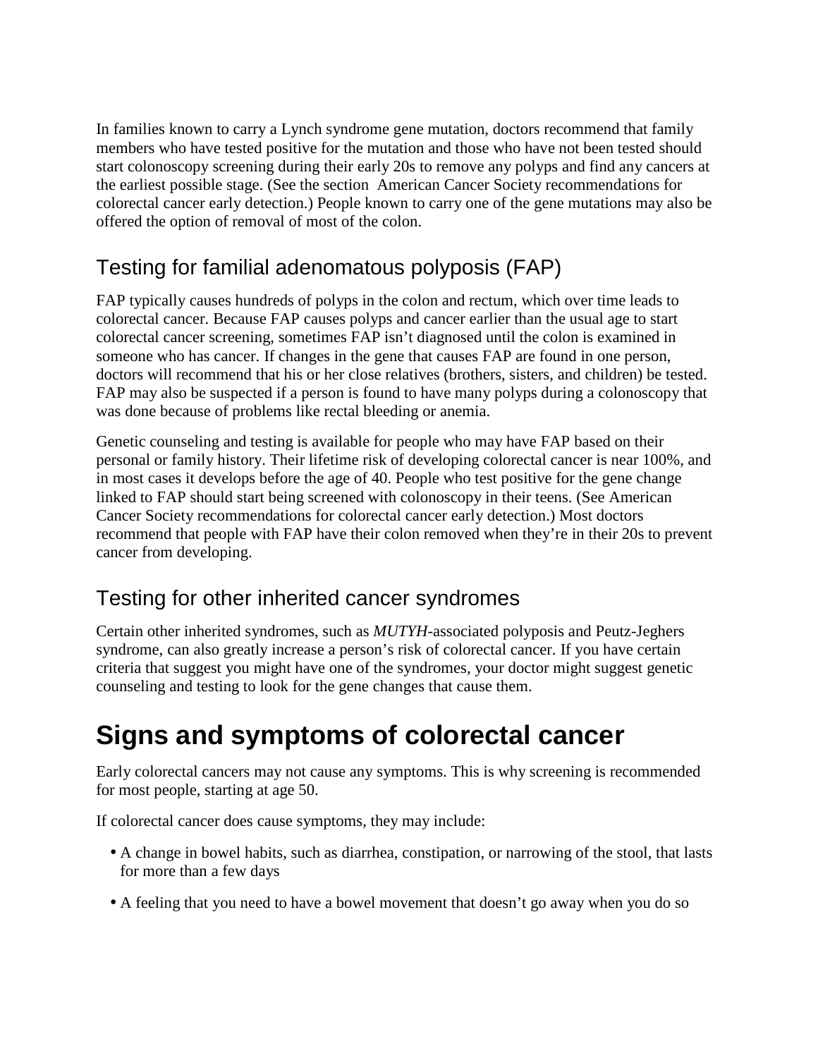In families known to carry a Lynch syndrome gene mutation, doctors recommend that family members who have tested positive for the mutation and those who have not been tested should start colonoscopy screening during their early 20s to remove any polyps and find any cancers at the earliest possible stage. (See the section American Cancer Society recommendations for colorectal cancer early detection.) People known to carry one of the gene mutations may also be offered the option of removal of most of the colon.

## Testing for familial adenomatous polyposis (FAP)

FAP typically causes hundreds of polyps in the colon and rectum, which over time leads to colorectal cancer. Because FAP causes polyps and cancer earlier than the usual age to start colorectal cancer screening, sometimes FAP isn't diagnosed until the colon is examined in someone who has cancer. If changes in the gene that causes FAP are found in one person, doctors will recommend that his or her close relatives (brothers, sisters, and children) be tested. FAP may also be suspected if a person is found to have many polyps during a colonoscopy that was done because of problems like rectal bleeding or anemia.

Genetic counseling and testing is available for people who may have FAP based on their personal or family history. Their lifetime risk of developing colorectal cancer is near 100%, and in most cases it develops before the age of 40. People who test positive for the gene change linked to FAP should start being screened with colonoscopy in their teens. (See American Cancer Society recommendations for colorectal cancer early detection.) Most doctors recommend that people with FAP have their colon removed when they're in their 20s to prevent cancer from developing.

## Testing for other inherited cancer syndromes

Certain other inherited syndromes, such as *MUTYH*-associated polyposis and Peutz-Jeghers syndrome, can also greatly increase a person's risk of colorectal cancer. If you have certain criteria that suggest you might have one of the syndromes, your doctor might suggest genetic counseling and testing to look for the gene changes that cause them.

# Signs and symptoms of colorectal cancer

Early colorectal cancers may not cause any symptoms. This is why screening is recommended for most people, starting at age 50.

If colorectal cancer does cause symptoms, they may include:

- A change in bowel habits, such as diarrhea, constipation, or narrowing of the stool, that lasts for more than a few days
- A feeling that you need to have a bowel movement that doesn't go away when you do so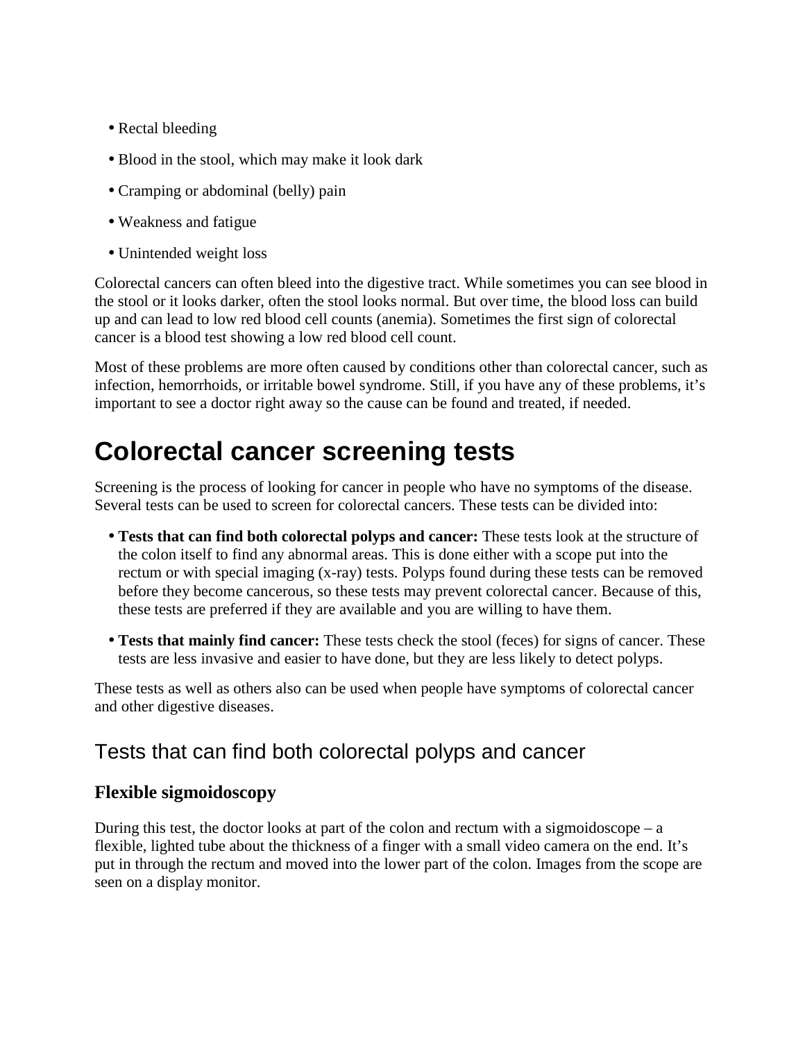- Rectal bleeding
- Blood in the stool, which may make it look dark
- Cramping or abdominal (belly) pain
- Weakness and fatigue
- Unintended weight loss

Colorectal cancers can often bleed into the digestive tract. While sometimes you can see blood in the stool or it looks darker, often the stool looks normal. But over time, the blood loss can build up and can lead to low red blood cell counts (anemia). Sometimes the first sign of colorectal cancer is a blood test showing a low red blood cell count.

Most of these problems are more often caused by conditions other than colorectal cancer, such as infection, hemorrhoids, or irritable bowel syndrome. Still, if you have any of these problems, it's important to see a doctor right away so the cause can be found and treated, if needed.

# Colorectal cancer screening tests

Screening is the process of looking for cancer in people who have no symptoms of the disease. Several tests can be used to screen for colorectal cancers. These tests can be divided into:

- **Tests that can find both colorectal polyps and cancer:** These tests look at the structure of the colon itself to find any abnormal areas. This is done either with a scope put into the rectum or with special imaging (x-ray) tests. Polyps found during these tests can be removed before they become cancerous, so these tests may prevent colorectal cancer. Because of this, these tests are preferred if they are available and you are willing to have them.
- **Tests that mainly find cancer:** These tests check the stool (feces) for signs of cancer. These tests are less invasive and easier to have done, but they are less likely to detect polyps.

These tests as well as others also can be used when people have symptoms of colorectal cancer and other digestive diseases.

## Tests that can find both colorectal polyps and cancer

### Flexible sigmoidoscopy

During this test, the doctor looks at part of the colon and rectum with a sigmoidoscope – a flexible, lighted tube about the thickness of a finger with a small video camera on the end. It's put in through the rectum and moved into the lower part of the colon. Images from the scope are seen on a display monitor.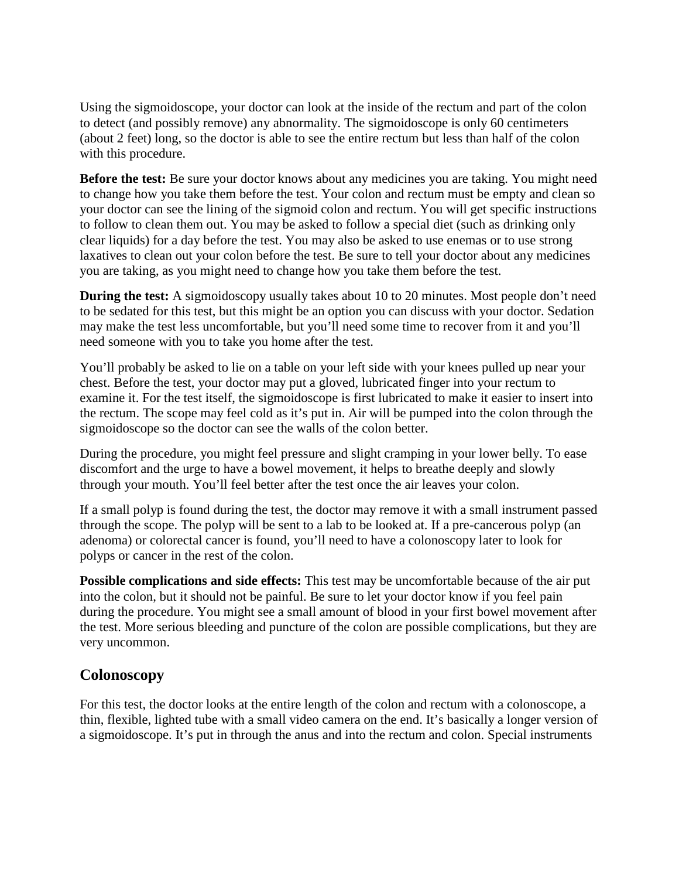Using the sigmoidoscope, your doctor can look at the inside of the rectum and part of the colon to detect (and possibly remove) any abnormality. The sigmoidoscope is only 60 centimeters (about 2 feet) long, so the doctor is able to see the entire rectum but less than half of the colon with this procedure.

**Before the test:** Be sure your doctor knows about any medicines you are taking. You might need to change how you take them before the test. Your colon and rectum must be empty and clean so your doctor can see the lining of the sigmoid colon and rectum. You will get specific instructions to follow to clean them out. You may be asked to follow a special diet (such as drinking only clear liquids) for a day before the test. You may also be asked to use enemas or to use strong laxatives to clean out your colon before the test. Be sure to tell your doctor about any medicines you are taking, as you might need to change how you take them before the test.

**During the test:** A sigmoidoscopy usually takes about 10 to 20 minutes. Most people don't need to be sedated for this test, but this might be an option you can discuss with your doctor. Sedation may make the test less uncomfortable, but you'll need some time to recover from it and you'll need someone with you to take you home after the test.

You'll probably be asked to lie on a table on your left side with your knees pulled up near your chest. Before the test, your doctor may put a gloved, lubricated finger into your rectum to examine it. For the test itself, the sigmoidoscope is first lubricated to make it easier to insert into the rectum. The scope may feel cold as it's put in. Air will be pumped into the colon through the sigmoidoscope so the doctor can see the walls of the colon better.

During the procedure, you might feel pressure and slight cramping in your lower belly. To ease discomfort and the urge to have a bowel movement, it helps to breathe deeply and slowly through your mouth. You'll feel better after the test once the air leaves your colon.

If a small polyp is found during the test, the doctor may remove it with a small instrument passed through the scope. The polyp will be sent to a lab to be looked at. If a pre-cancerous polyp (an adenoma) or colorectal cancer is found, you'll need to have a colonoscopy later to look for polyps or cancer in the rest of the colon.

**Possible complications and side effects:** This test may be uncomfortable because of the air put into the colon, but it should not be painful. Be sure to let your doctor know if you feel pain during the procedure. You might see a small amount of blood in your first bowel movement after the test. More serious bleeding and puncture of the colon are possible complications, but they are very uncommon.

## Colonoscopy

For this test, the doctor looks at the entire length of the colon and rectum with a colonoscope, a thin, flexible, lighted tube with a small video camera on the end. It's basically a longer version of a sigmoidoscope. It's put in through the anus and into the rectum and colon. Special instruments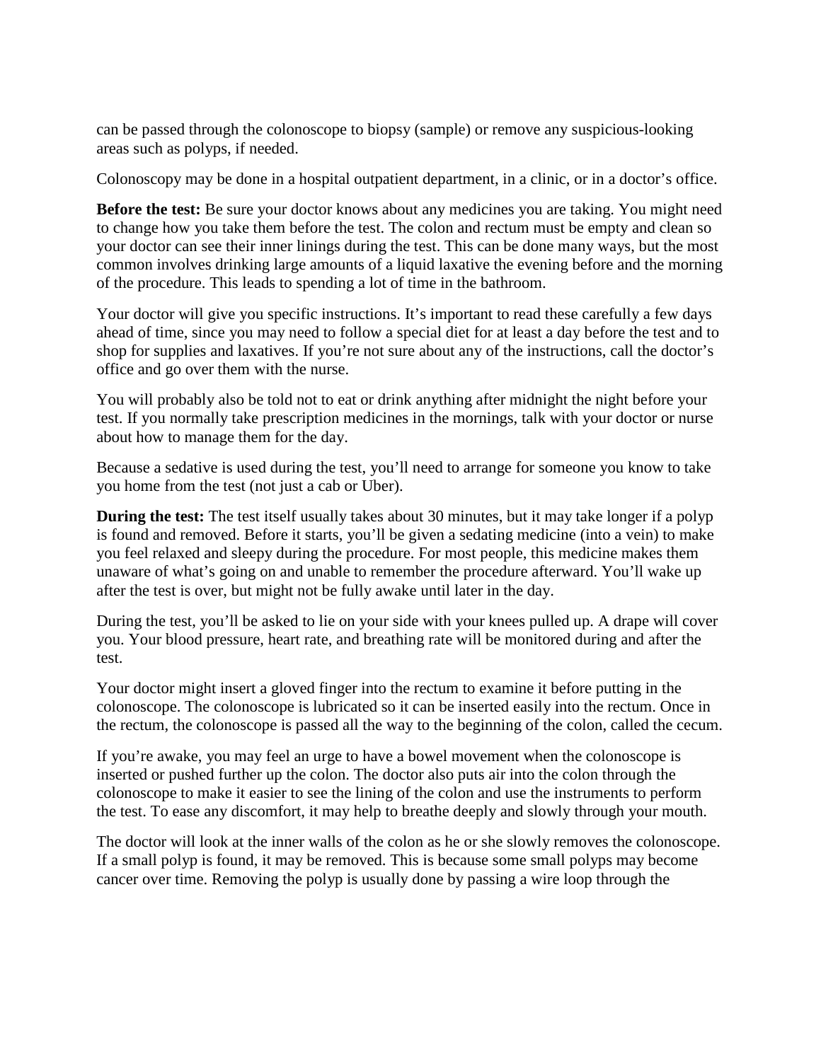can be passed through the colonoscope to biopsy (sample) or remove any suspicious-looking areas such as polyps, if needed.

Colonoscopy may be done in a hospital outpatient department, in a clinic, or in a doctor's office.

**Before the test:** Be sure your doctor knows about any medicines you are taking. You might need to change how you take them before the test. The colon and rectum must be empty and clean so your doctor can see their inner linings during the test. This can be done many ways, but the most common involves drinking large amounts of a liquid laxative the evening before and the morning of the procedure. This leads to spending a lot of time in the bathroom.

Your doctor will give you specific instructions. It's important to read these carefully a few days ahead of time, since you may need to follow a special diet for at least a day before the test and to shop for supplies and laxatives. If you're not sure about any of the instructions, call the doctor's office and go over them with the nurse.

You will probably also be told not to eat or drink anything after midnight the night before your test. If you normally take prescription medicines in the mornings, talk with your doctor or nurse about how to manage them for the day.

Because a sedative is used during the test, you'll need to arrange for someone you know to take you home from the test (not just a cab or Uber).

**During the test:** The test itself usually takes about 30 minutes, but it may take longer if a polyp is found and removed. Before it starts, you'll be given a sedating medicine (into a vein) to make you feel relaxed and sleepy during the procedure. For most people, this medicine makes them unaware of what's going on and unable to remember the procedure afterward. You'll wake up after the test is over, but might not be fully awake until later in the day.

During the test, you'll be asked to lie on your side with your knees pulled up. A drape will cover you. Your blood pressure, heart rate, and breathing rate will be monitored during and after the test.

Your doctor might insert a gloved finger into the rectum to examine it before putting in the colonoscope. The colonoscope is lubricated so it can be inserted easily into the rectum. Once in the rectum, the colonoscope is passed all the way to the beginning of the colon, called the cecum.

If you're awake, you may feel an urge to have a bowel movement when the colonoscope is inserted or pushed further up the colon. The doctor also puts air into the colon through the colonoscope to make it easier to see the lining of the colon and use the instruments to perform the test. To ease any discomfort, it may help to breathe deeply and slowly through your mouth.

The doctor will look at the inner walls of the colon as he or she slowly removes the colonoscope. If a small polyp is found, it may be removed. This is because some small polyps may become cancer over time. Removing the polyp is usually done by passing a wire loop through the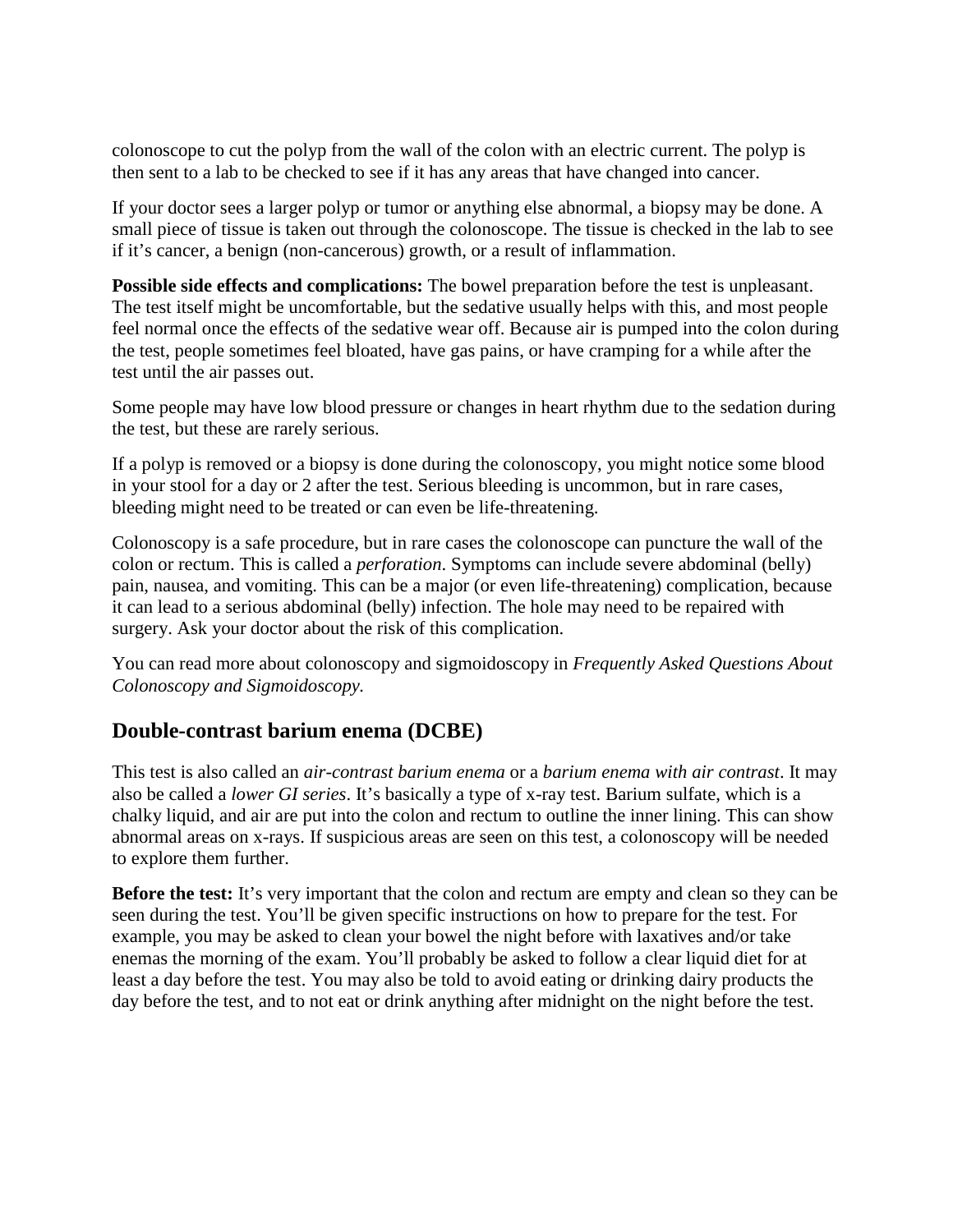colonoscope to cut the polyp from the wall of the colon with an electric current. The polyp is then sent to a lab to be checked to see if it has any areas that have changed into cancer.

If your doctor sees a larger polyp or tumor or anything else abnormal, a biopsy may be done. A small piece of tissue is taken out through the colonoscope. The tissue is checked in the lab to see if it's cancer, a benign (non-cancerous) growth, or a result of inflammation.

**Possible side effects and complications:** The bowel preparation before the test is unpleasant. The test itself might be uncomfortable, but the sedative usually helps with this, and most people feel normal once the effects of the sedative wear off. Because air is pumped into the colon during the test, people sometimes feel bloated, have gas pains, or have cramping for a while after the test until the air passes out.

Some people may have low blood pressure or changes in heart rhythm due to the sedation during the test, but these are rarely serious.

If a polyp is removed or a biopsy is done during the colonoscopy, you might notice some blood in your stool for a day or 2 after the test. Serious bleeding is uncommon, but in rare cases, bleeding might need to be treated or can even be life-threatening.

Colonoscopy is a safe procedure, but in rare cases the colonoscope can puncture the wall of the colon or rectum. This is called a *perforation*. Symptoms can include severe abdominal (belly) pain, nausea, and vomiting. This can be a major (or even life-threatening) complication, because it can lead to a serious abdominal (belly) infection. The hole may need to be repaired with surgery. Ask your doctor about the risk of this complication.

You can read more about colonoscopy and sigmoidoscopy in *Frequently Asked Questions About Colonoscopy and Sigmoidoscopy.*

## Double-contrast barium enema (DCBE)

This test is also called an *air-contrast barium enema* or a *barium enema with air contrast*. It may also be called a *lower GI series*. It's basically a type of x-ray test. Barium sulfate, which is a chalky liquid, and air are put into the colon and rectum to outline the inner lining. This can show abnormal areas on x-rays. If suspicious areas are seen on this test, a colonoscopy will be needed to explore them further.

**Before the test:** It's very important that the colon and rectum are empty and clean so they can be seen during the test. You'll be given specific instructions on how to prepare for the test. For example, you may be asked to clean your bowel the night before with laxatives and/or take enemas the morning of the exam. You'll probably be asked to follow a clear liquid diet for at least a day before the test. You may also be told to avoid eating or drinking dairy products the day before the test, and to not eat or drink anything after midnight on the night before the test.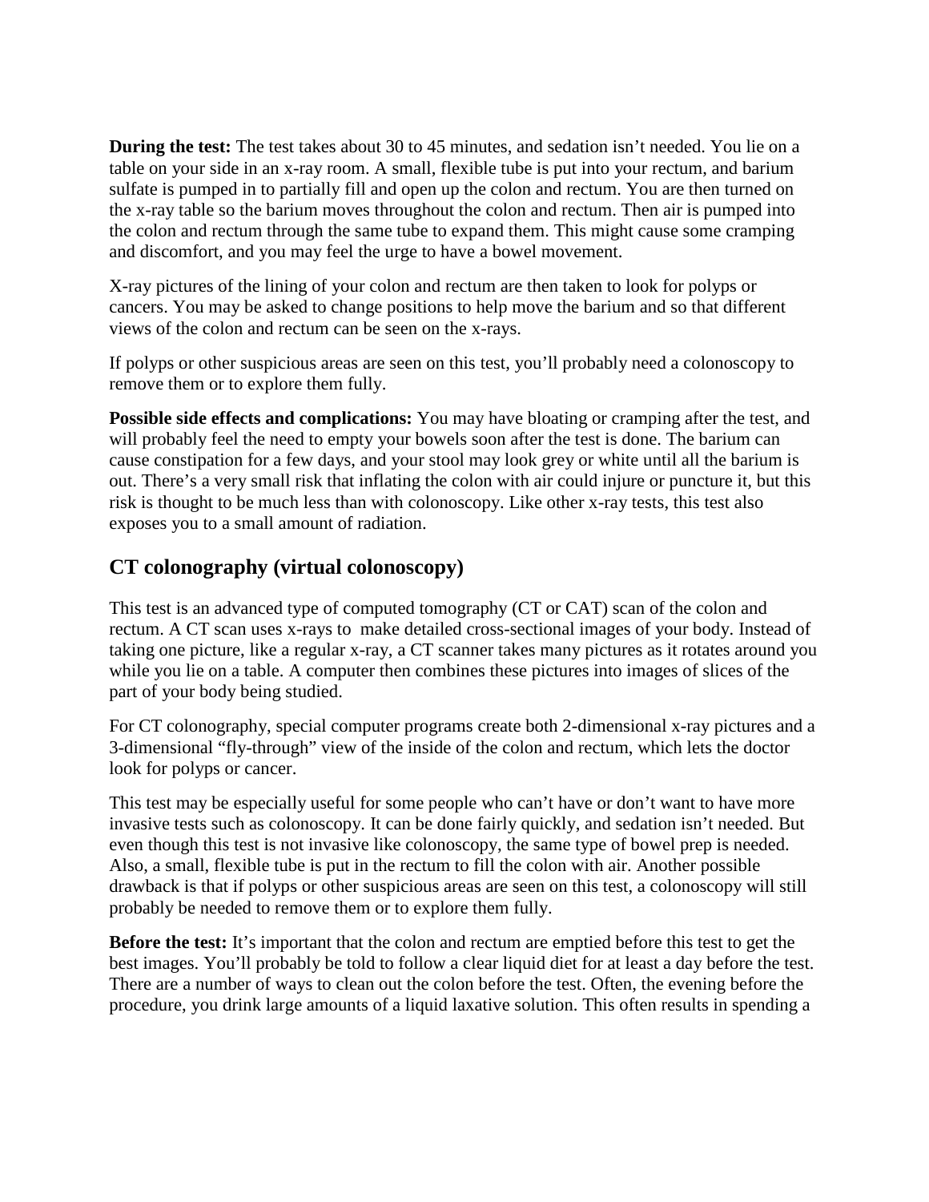**During the test:** The test takes about 30 to 45 minutes, and sedation isn't needed. You lie on a table on your side in an x-ray room. A small, flexible tube is put into your rectum, and barium sulfate is pumped in to partially fill and open up the colon and rectum. You are then turned on the x-ray table so the barium moves throughout the colon and rectum. Then air is pumped into the colon and rectum through the same tube to expand them. This might cause some cramping and discomfort, and you may feel the urge to have a bowel movement.

X-ray pictures of the lining of your colon and rectum are then taken to look for polyps or cancers. You may be asked to change positions to help move the barium and so that different views of the colon and rectum can be seen on the x-rays.

If polyps or other suspicious areas are seen on this test, you'll probably need a colonoscopy to remove them or to explore them fully.

**Possible side effects and complications:** You may have bloating or cramping after the test, and will probably feel the need to empty your bowels soon after the test is done. The barium can cause constipation for a few days, and your stool may look grey or white until all the barium is out. There's a very small risk that inflating the colon with air could injure or puncture it, but this risk is thought to be much less than with colonoscopy. Like other x-ray tests, this test also exposes you to a small amount of radiation.

## CT colonography (virtual colonoscopy)

This test is an advanced type of computed tomography (CT or CAT) scan of the colon and rectum. A CT scan uses x-rays to make detailed cross-sectional images of your body. Instead of taking one picture, like a regular x-ray, a CT scanner takes many pictures as it rotates around you while you lie on a table. A computer then combines these pictures into images of slices of the part of your body being studied.

For CT colonography, special computer programs create both 2-dimensional x-ray pictures and a 3-dimensional "fly-through" view of the inside of the colon and rectum, which lets the doctor look for polyps or cancer.

This test may be especially useful for some people who can't have or don't want to have more invasive tests such as colonoscopy. It can be done fairly quickly, and sedation isn't needed. But even though this test is not invasive like colonoscopy, the same type of bowel prep is needed. Also, a small, flexible tube is put in the rectum to fill the colon with air. Another possible drawback is that if polyps or other suspicious areas are seen on this test, a colonoscopy will still probably be needed to remove them or to explore them fully.

**Before the test:** It's important that the colon and rectum are emptied before this test to get the best images. You'll probably be told to follow a clear liquid diet for at least a day before the test. There are a number of ways to clean out the colon before the test. Often, the evening before the procedure, you drink large amounts of a liquid laxative solution. This often results in spending a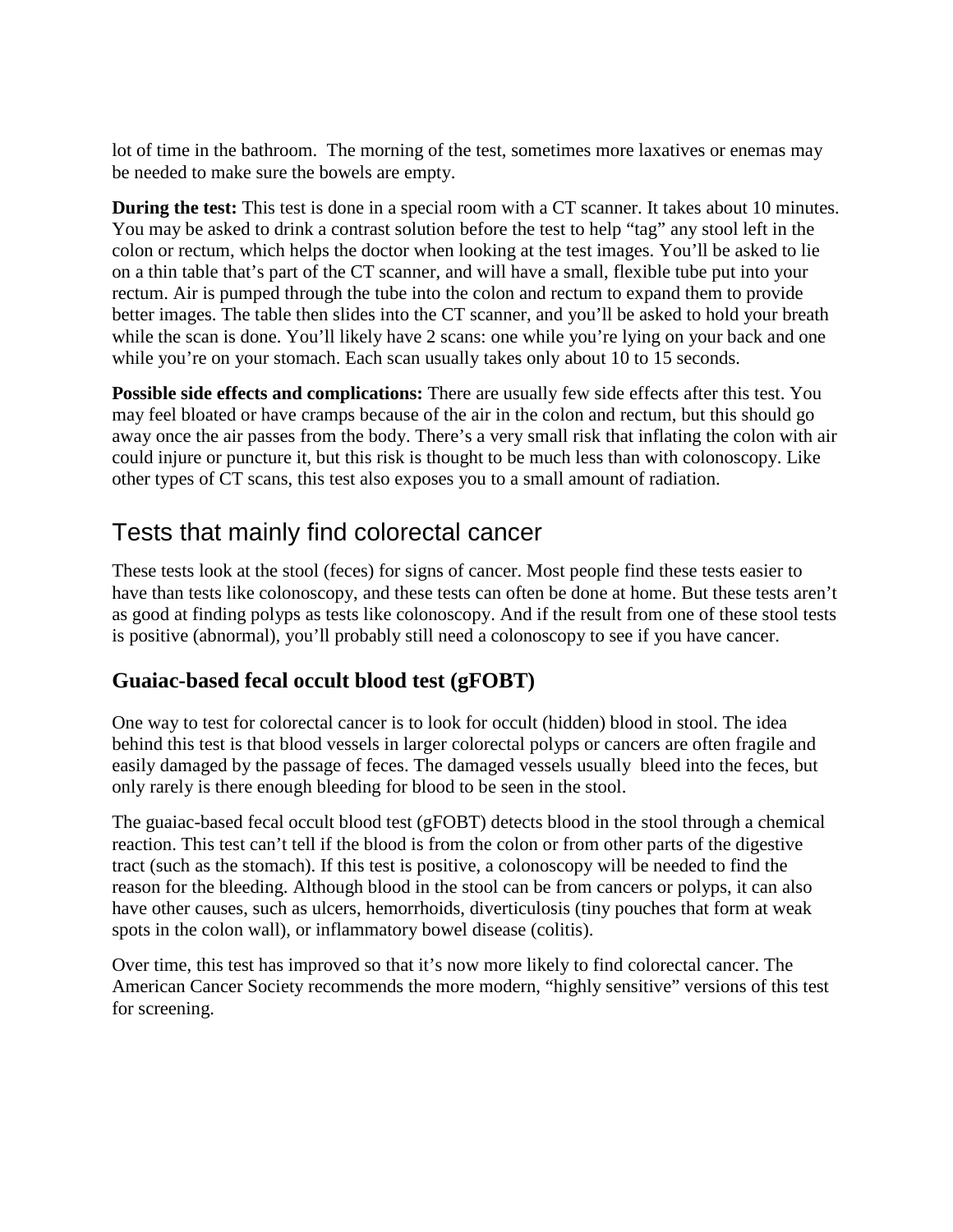lot of time in the bathroom. The morning of the test, sometimes more laxatives or enemas may be needed to make sure the bowels are empty.

**During the test:** This test is done in a special room with a CT scanner. It takes about 10 minutes. You may be asked to drink a contrast solution before the test to help "tag" any stool left in the colon or rectum, which helps the doctor when looking at the test images. You'll be asked to lie on a thin table that's part of the CT scanner, and will have a small, flexible tube put into your rectum. Air is pumped through the tube into the colon and rectum to expand them to provide better images. The table then slides into the CT scanner, and you'll be asked to hold your breath while the scan is done. You'll likely have 2 scans: one while you're lying on your back and one while you're on your stomach. Each scan usually takes only about 10 to 15 seconds.

**Possible side effects and complications:** There are usually few side effects after this test. You may feel bloated or have cramps because of the air in the colon and rectum, but this should go away once the air passes from the body. There's a very small risk that inflating the colon with air could injure or puncture it, but this risk is thought to be much less than with colonoscopy. Like other types of CT scans, this test also exposes you to a small amount of radiation.

## Tests that mainly find colorectal cancer

These tests look at the stool (feces) for signs of cancer. Most people find these tests easier to have than tests like colonoscopy, and these tests can often be done at home. But these tests aren't as good at finding polyps as tests like colonoscopy. And if the result from one of these stool tests is positive (abnormal), you'll probably still need a colonoscopy to see if you have cancer.

### Guaiac-based fecal occult blood test (gFOBT)

One way to test for colorectal cancer is to look for occult (hidden) blood in stool. The idea behind this test is that blood vessels in larger colorectal polyps or cancers are often fragile and easily damaged by the passage of feces. The damaged vessels usually bleed into the feces, but only rarely is there enough bleeding for blood to be seen in the stool.

The guaiac-based fecal occult blood test (gFOBT) detects blood in the stool through a chemical reaction. This test can't tell if the blood is from the colon or from other parts of the digestive tract (such as the stomach). If this test is positive, a colonoscopy will be needed to find the reason for the bleeding. Although blood in the stool can be from cancers or polyps, it can also have other causes, such as ulcers, hemorrhoids, diverticulosis (tiny pouches that form at weak spots in the colon wall), or inflammatory bowel disease (colitis).

Over time, this test has improved so that it's now more likely to find colorectal cancer. The American Cancer Society recommends the more modern, "highly sensitive" versions of this test for screening.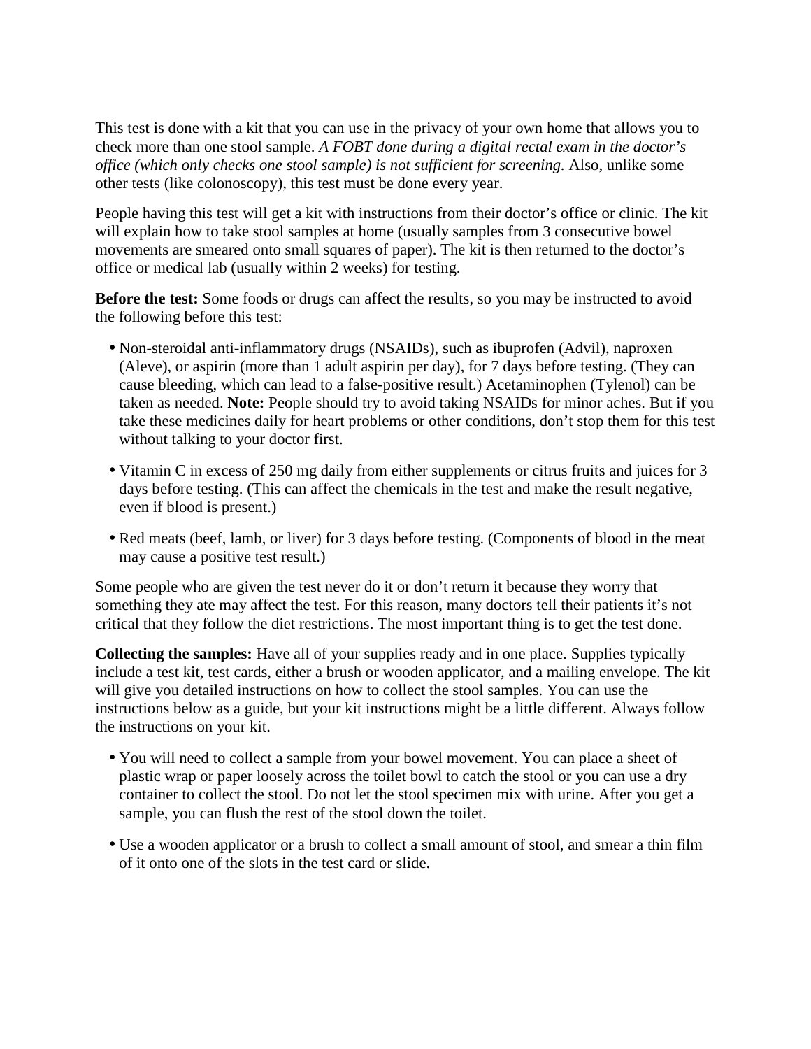This test is done with a kit that you can use in the privacy of your own home that allows you to check more than one stool sample. *A FOBT done during a digital rectal exam in the doctor's office (which only checks one stool sample) is not sufficient for screening.* Also, unlike some other tests (like colonoscopy), this test must be done every year.

People having this test will get a kit with instructions from their doctor's office or clinic. The kit will explain how to take stool samples at home (usually samples from 3 consecutive bowel movements are smeared onto small squares of paper). The kit is then returned to the doctor's office or medical lab (usually within 2 weeks) for testing.

**Before the test:** Some foods or drugs can affect the results, so you may be instructed to avoid the following before this test:

- Non-steroidal anti-inflammatory drugs (NSAIDs), such as ibuprofen (Advil), naproxen (Aleve), or aspirin (more than 1 adult aspirin per day), for 7 days before testing. (They can cause bleeding, which can lead to a false-positive result.) Acetaminophen (Tylenol) can be taken as needed. **Note:** People should try to avoid taking NSAIDs for minor aches. But if you take these medicines daily for heart problems or other conditions, don't stop them for this test without talking to your doctor first.
- Vitamin C in excess of 250 mg daily from either supplements or citrus fruits and juices for 3 days before testing. (This can affect the chemicals in the test and make the result negative, even if blood is present.)
- Red meats (beef, lamb, or liver) for 3 days before testing. (Components of blood in the meat may cause a positive test result.)

Some people who are given the test never do it or don't return it because they worry that something they ate may affect the test. For this reason, many doctors tell their patients it's not critical that they follow the diet restrictions. The most important thing is to get the test done.

**Collecting the samples:** Have all of your supplies ready and in one place. Supplies typically include a test kit, test cards, either a brush or wooden applicator, and a mailing envelope. The kit will give you detailed instructions on how to collect the stool samples. You can use the instructions below as a guide, but your kit instructions might be a little different. Always follow the instructions on your kit.

- You will need to collect a sample from your bowel movement. You can place a sheet of plastic wrap or paper loosely across the toilet bowl to catch the stool or you can use a dry container to collect the stool. Do not let the stool specimen mix with urine. After you get a sample, you can flush the rest of the stool down the toilet.
- Use a wooden applicator or a brush to collect a small amount of stool, and smear a thin film of it onto one of the slots in the test card or slide.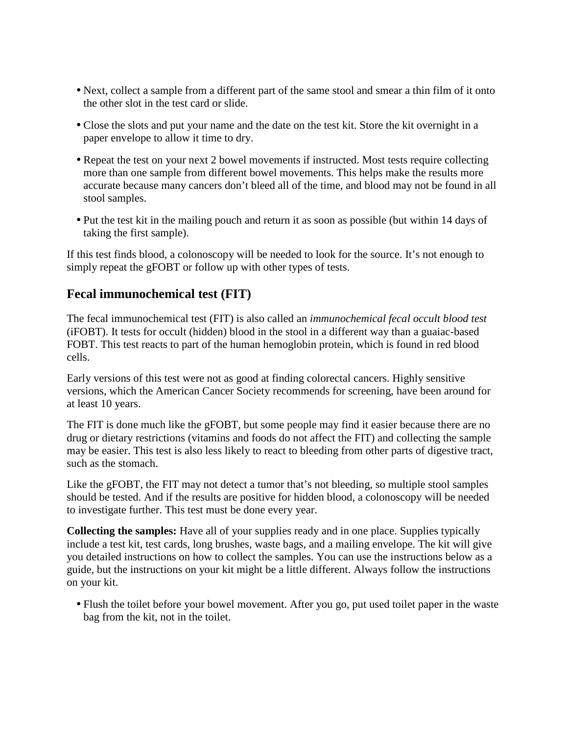- Next, collect a sample from a different part of the same stool and smear a thin film of it onto the other slot in the test card or slide.
- Close the slots and put your name and the date on the test kit. Store the kit overnight in a paper envelope to allow it time to dry.
- Repeat the test on your next 2 bowel movements if instructed. Most tests require collecting more than one sample from different bowel movements. This helps make the results more accurate because many cancers don't bleed all of the time, and blood may not be found in all stool samples.
- Put the test kit in the mailing pouch and return it as soon as possible (but within 14 days of taking the first sample).

If this test finds blood, a colonoscopy will be needed to look for the source. It's not enough to simply repeat the gFOBT or follow up with other types of tests.

## Fecal immunochemical test (FIT)

The fecal immunochemical test (FIT) is also called an *immunochemical fecal occult blood test* (iFOBT). It tests for occult (hidden) blood in the stool in a different way than a guaiac-based FOBT. This test reacts to part of the human hemoglobin protein, which is found in red blood cells.

Early versions of this test were not as good at finding colorectal cancers. Highly sensitive versions, which the American Cancer Society recommends for screening, have been around for at least 10 years.

The FIT is done much like the gFOBT, but some people may find it easier because there are no drug or dietary restrictions (vitamins and foods do not affect the FIT) and collecting the sample may be easier. This test is also less likely to react to bleeding from other parts of digestive tract, such as the stomach.

Like the gFOBT, the FIT may not detect a tumor that's not bleeding, so multiple stool samples should be tested. And if the results are positive for hidden blood, a colonoscopy will be needed to investigate further. This test must be done every year.

**Collecting the samples:** Have all of your supplies ready and in one place. Supplies typically include a test kit, test cards, long brushes, waste bags, and a mailing envelope. The kit will give you detailed instructions on how to collect the samples. You can use the instructions below as a guide, but the instructions on your kit might be a little different. Always follow the instructions on your kit.

- Flush the toilet before your bowel movement. After you go, put used toilet paper in the waste bag from the kit, not in the toilet.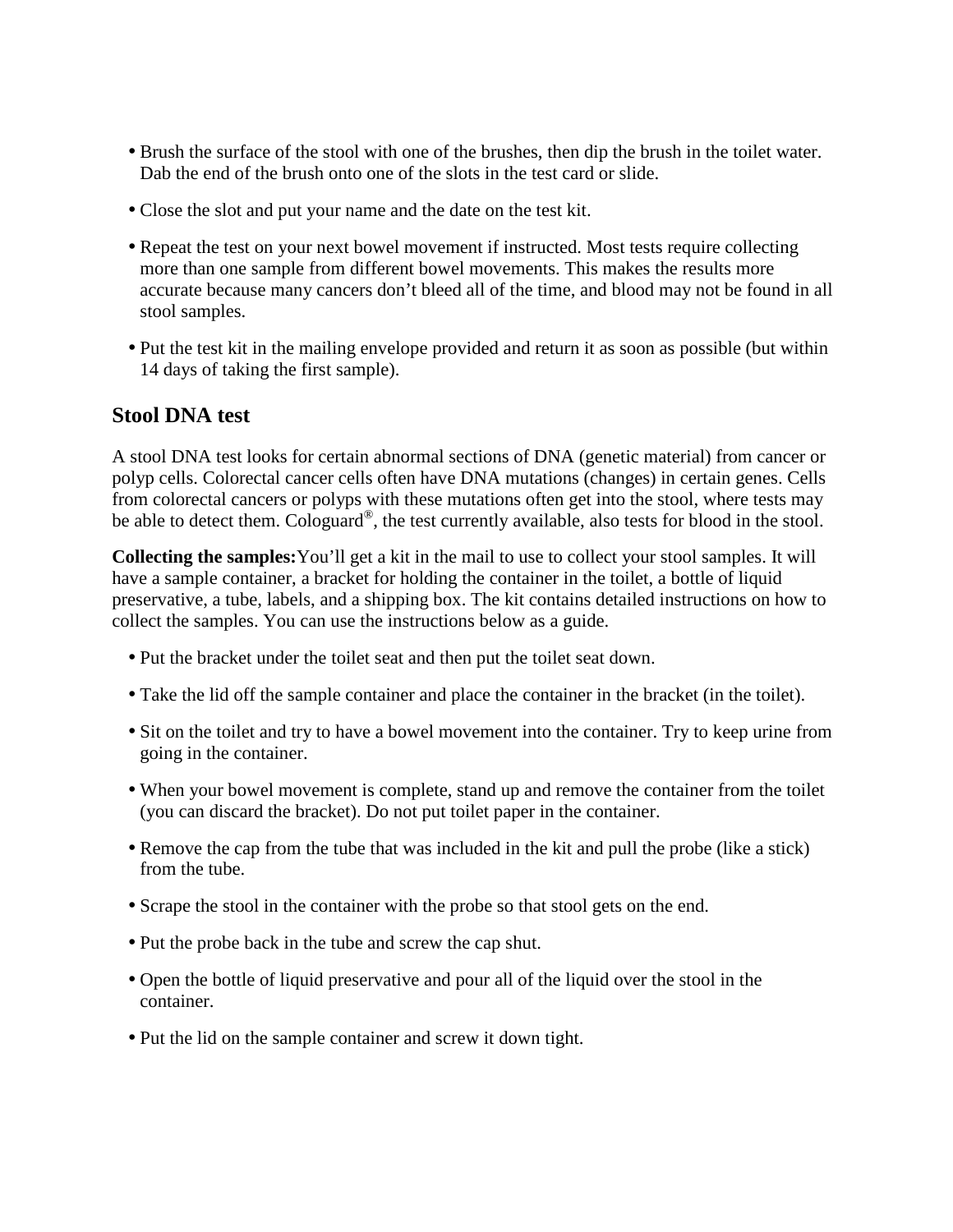- Brush the surface of the stool with one of the brushes, then dip the brush in the toilet water. Dab the end of the brush onto one of the slots in the test card or slide.
- Close the slot and put your name and the date on the test kit.
- Repeat the test on your next bowel movement if instructed. Most tests require collecting more than one sample from different bowel movements. This makes the results more accurate because many cancers don't bleed all of the time, and blood may not be found in all stool samples.
- Put the test kit in the mailing envelope provided and return it as soon as possible (but within 14 days of taking the first sample).

## Stool DNA test

A stool DNA test looks for certain abnormal sections of DNA (genetic material) from cancer or polyp cells. Colorectal cancer cells often have DNA mutations (changes) in certain genes. Cells from colorectal cancers or polyps with these mutations often get into the stool, where tests may be able to detect them. Cologuard®, the test currently available, also tests for blood in the stool.

**Collecting the samples:** You'll get a kit in the mail to use to collect your stool samples. It will have a sample container, a bracket for holding the container in the toilet, a bottle of liquid preservative, a tube, labels, and a shipping box. The kit contains detailed instructions on how to collect the samples. You can use the instructions below as a guide.

- Put the bracket under the toilet seat and then put the toilet seat down.
- Take the lid off the sample container and place the container in the bracket (in the toilet).
- Sit on the toilet and try to have a bowel movement into the container. Try to keep urine from going in the container.
- When your bowel movement is complete, stand up and remove the container from the toilet (you can discard the bracket). Do not put toilet paper in the container.
- Remove the cap from the tube that was included in the kit and pull the probe (like a stick) from the tube.
- Scrape the stool in the container with the probe so that stool gets on the end.
- Put the probe back in the tube and screw the cap shut.
- Open the bottle of liquid preservative and pour all of the liquid over the stool in the container.
- Put the lid on the sample container and screw it down tight.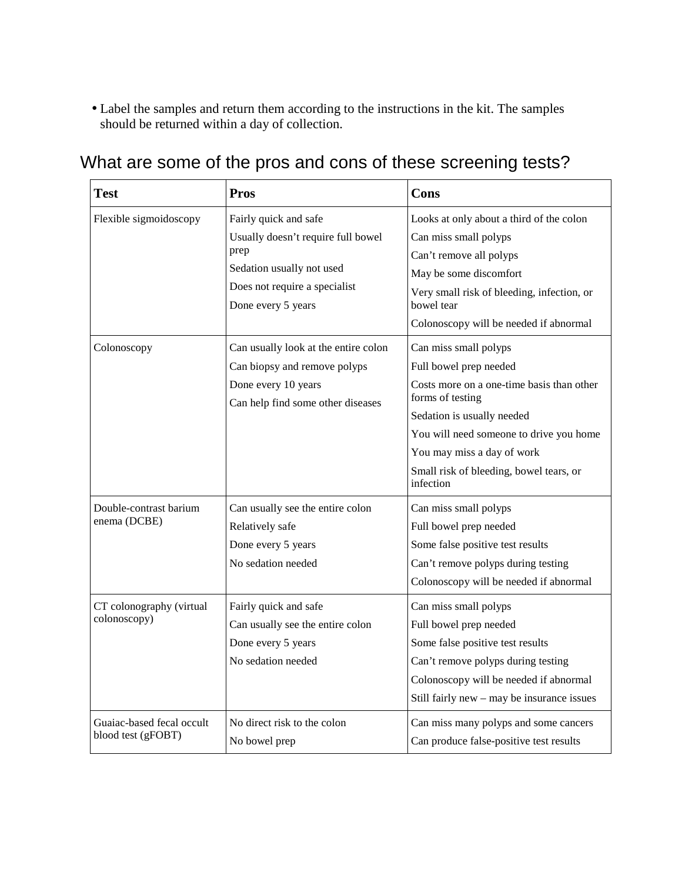- Label the samples and return them according to the instructions in the kit. The samples should be returned within a day of collection.

## What are some of the pros and cons of these screening tests?

| Test | Pros | Cons |
|---|---|---|
| Flexible sigmoidoscopy | Fairly quick and safe<br>Usually doesn't require full bowel prep<br>Sedation usually not used<br>Does not require a specialist<br>Done every 5 years | Looks at only about a third of the colon<br>Can miss small polyps<br>Can't remove all polyps<br>May be some discomfort<br>Very small risk of bleeding, infection, or bowel tear<br>Colonoscopy will be needed if abnormal |
| Colonoscopy | Can usually look at the entire colon<br>Can biopsy and remove polyps<br>Done every 10 years<br>Can help find some other diseases | Can miss small polyps<br>Full bowel prep needed<br>Costs more on a one-time basis than other forms of testing<br>Sedation is usually needed<br>You will need someone to drive you home<br>You may miss a day of work<br>Small risk of bleeding, bowel tears, or infection |
| Double-contrast barium enema (DCBE) | Can usually see the entire colon<br>Relatively safe<br>Done every 5 years<br>No sedation needed | Can miss small polyps<br>Full bowel prep needed<br>Some false positive test results<br>Can't remove polyps during testing<br>Colonoscopy will be needed if abnormal |
| CT colonography (virtual colonoscopy) | Fairly quick and safe<br>Can usually see the entire colon<br>Done every 5 years<br>No sedation needed | Can miss small polyps<br>Full bowel prep needed<br>Some false positive test results<br>Can't remove polyps during testing<br>Colonoscopy will be needed if abnormal<br>Still fairly new – may be insurance issues |
| Guaiac-based fecal occult blood test (gFOBT) | No direct risk to the colon<br>No bowel prep | Can miss many polyps and some cancers<br>Can produce false-positive test results |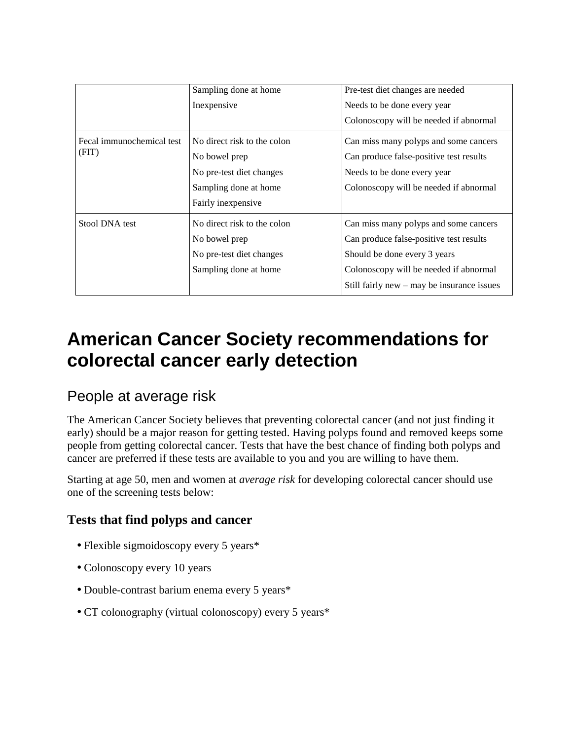| | | |
|---|---|---|
| | Sampling done at home<br>Inexpensive | Pre-test diet changes are needed<br>Needs to be done every year<br>Colonoscopy will be needed if abnormal |
| Fecal immunochemical test (FIT) | No direct risk to the colon<br>No bowel prep<br>No pre-test diet changes<br>Sampling done at home<br>Fairly inexpensive | Can miss many polyps and some cancers<br>Can produce false-positive test results<br>Needs to be done every year<br>Colonoscopy will be needed if abnormal |
| Stool DNA test | No direct risk to the colon<br>No bowel prep<br>No pre-test diet changes<br>Sampling done at home | Can miss many polyps and some cancers<br>Can produce false-positive test results<br>Should be done every 3 years<br>Colonoscopy will be needed if abnormal<br>Still fairly new – may be insurance issues |

# American Cancer Society recommendations for colorectal cancer early detection

## People at average risk

The American Cancer Society believes that preventing colorectal cancer (and not just finding it early) should be a major reason for getting tested. Having polyps found and removed keeps some people from getting colorectal cancer. Tests that have the best chance of finding both polyps and cancer are preferred if these tests are available to you and you are willing to have them.

Starting at age 50, men and women at *average risk* for developing colorectal cancer should use one of the screening tests below:

### Tests that find polyps and cancer

- Flexible sigmoidoscopy every 5 years*
- Colonoscopy every 10 years
- Double-contrast barium enema every 5 years*
- CT colonography (virtual colonoscopy) every 5 years*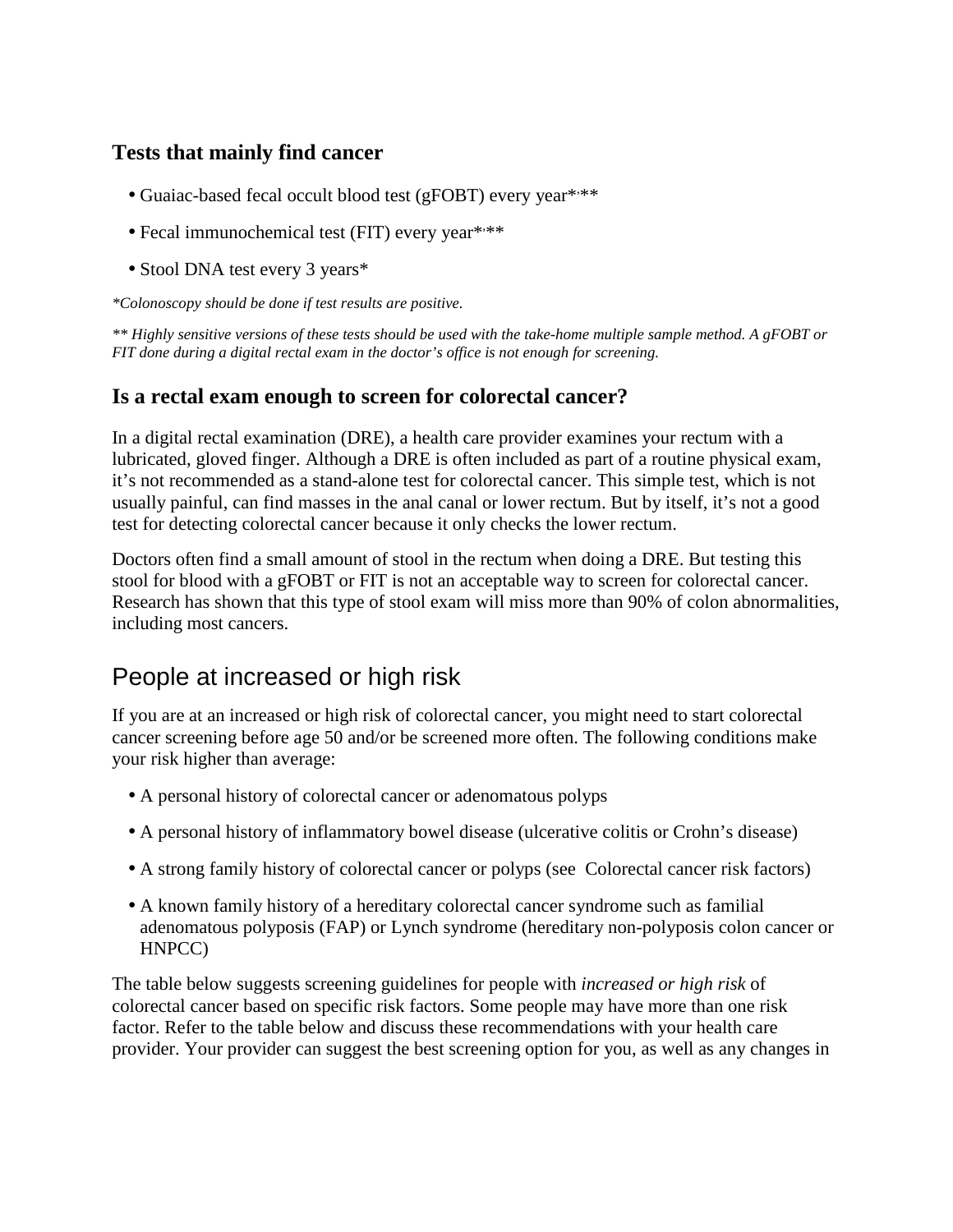### Tests that mainly find cancer

- Guaiac-based fecal occult blood test (gFOBT) every year*,**
- Fecal immunochemical test (FIT) every year*,**
- Stool DNA test every 3 years*

*\*Colonoscopy should be done if test results are positive.*

*\*\* Highly sensitive versions of these tests should be used with the take-home multiple sample method. A gFOBT or FIT done during a digital rectal exam in the doctor's office is not enough for screening.*

### Is a rectal exam enough to screen for colorectal cancer?

In a digital rectal examination (DRE), a health care provider examines your rectum with a lubricated, gloved finger. Although a DRE is often included as part of a routine physical exam, it's not recommended as a stand-alone test for colorectal cancer. This simple test, which is not usually painful, can find masses in the anal canal or lower rectum. But by itself, it's not a good test for detecting colorectal cancer because it only checks the lower rectum.

Doctors often find a small amount of stool in the rectum when doing a DRE. But testing this stool for blood with a gFOBT or FIT is not an acceptable way to screen for colorectal cancer. Research has shown that this type of stool exam will miss more than 90% of colon abnormalities, including most cancers.

## People at increased or high risk

If you are at an increased or high risk of colorectal cancer, you might need to start colorectal cancer screening before age 50 and/or be screened more often. The following conditions make your risk higher than average:

- A personal history of colorectal cancer or adenomatous polyps
- A personal history of inflammatory bowel disease (ulcerative colitis or Crohn's disease)
- A strong family history of colorectal cancer or polyps (see Colorectal cancer risk factors)
- A known family history of a hereditary colorectal cancer syndrome such as familial adenomatous polyposis (FAP) or Lynch syndrome (hereditary non-polyposis colon cancer or HNPCC)

The table below suggests screening guidelines for people with *increased or high risk* of colorectal cancer based on specific risk factors. Some people may have more than one risk factor. Refer to the table below and discuss these recommendations with your health care provider. Your provider can suggest the best screening option for you, as well as any changes in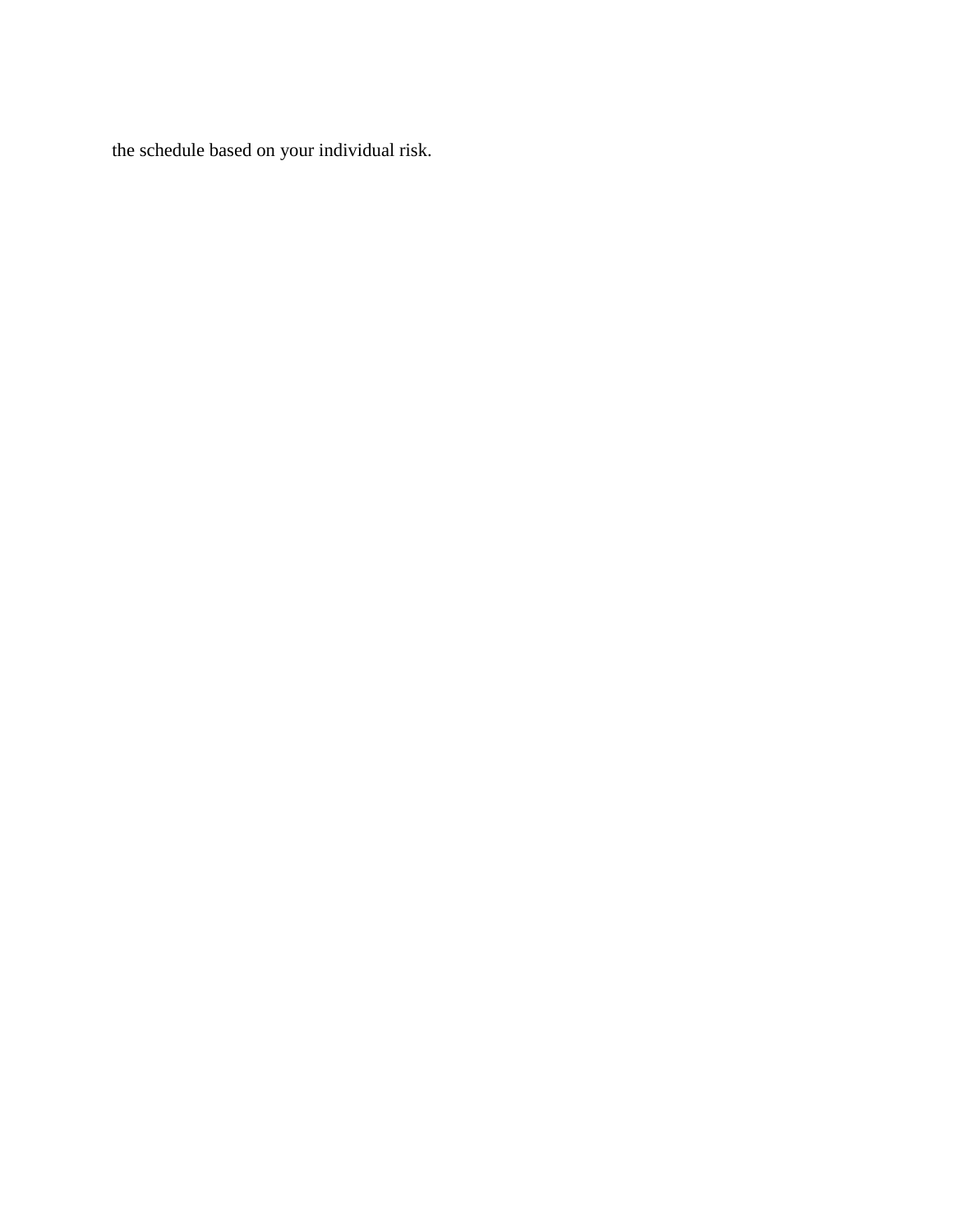the schedule based on your individual risk.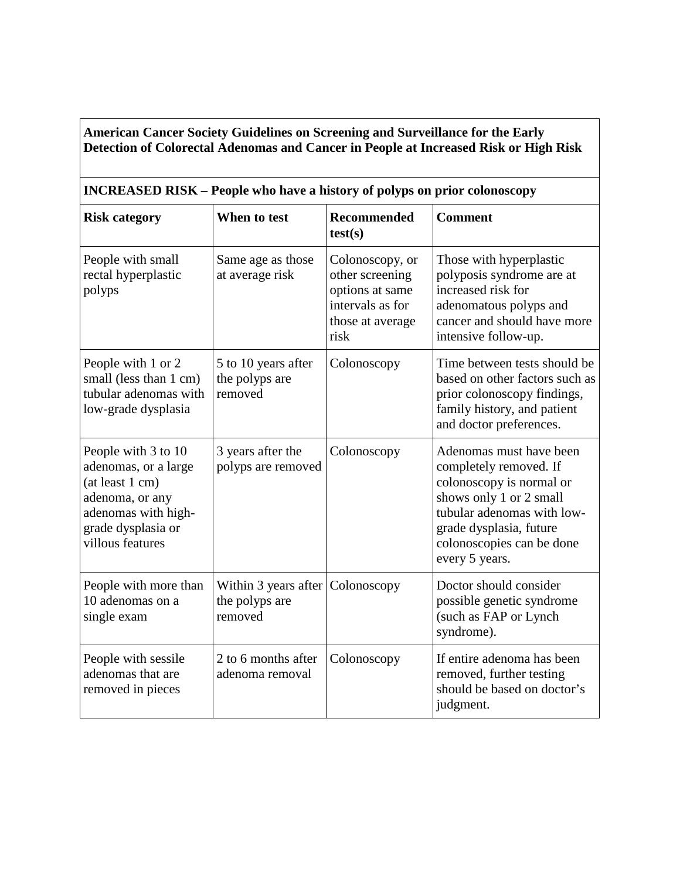**American Cancer Society Guidelines on Screening and Surveillance for the Early Detection of Colorectal Adenomas and Cancer in People at Increased Risk or High Risk**

**INCREASED RISK – People who have a history of polyps on prior colonoscopy**

| **Risk category** | **When to test** | **Recommended test(s)** | **Comment** |
|---|---|---|---|
| People with small rectal hyperplastic polyps | Same age as those at average risk | Colonoscopy, or other screening options at same intervals as for those at average risk | Those with hyperplastic polyposis syndrome are at increased risk for adenomatous polyps and cancer and should have more intensive follow-up. |
| People with 1 or 2 small (less than 1 cm) tubular adenomas with low-grade dysplasia | 5 to 10 years after the polyps are removed | Colonoscopy | Time between tests should be based on other factors such as prior colonoscopy findings, family history, and patient and doctor preferences. |
| People with 3 to 10 adenomas, or a large (at least 1 cm) adenoma, or any adenomas with high-grade dysplasia or villous features | 3 years after the polyps are removed | Colonoscopy | Adenomas must have been completely removed. If colonoscopy is normal or shows only 1 or 2 small tubular adenomas with low-grade dysplasia, future colonoscopies can be done every 5 years. |
| People with more than 10 adenomas on a single exam | Within 3 years after the polyps are removed | Colonoscopy | Doctor should consider possible genetic syndrome (such as FAP or Lynch syndrome). |
| People with sessile adenomas that are removed in pieces | 2 to 6 months after adenoma removal | Colonoscopy | If entire adenoma has been removed, further testing should be based on doctor's judgment. |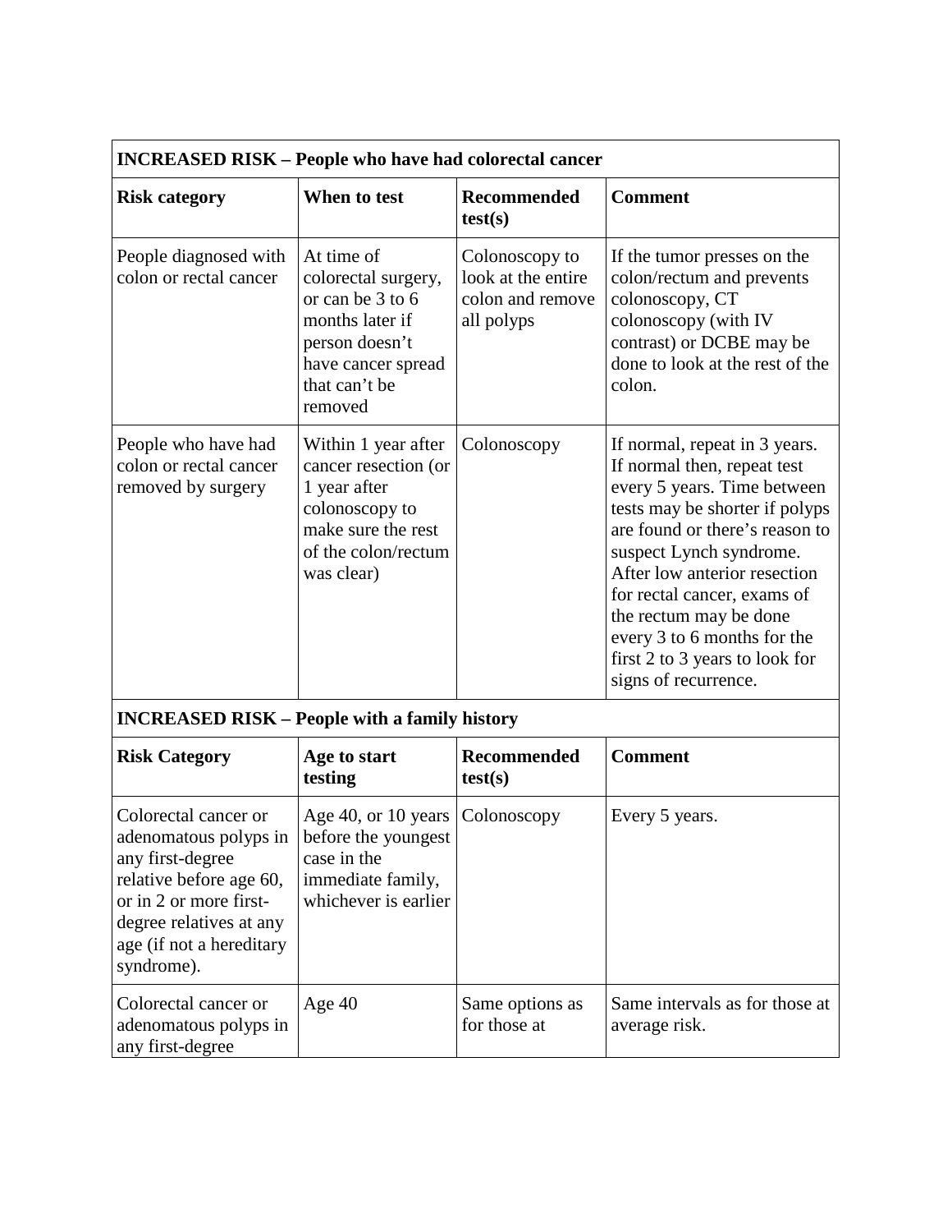| **INCREASED RISK – People who have had colorectal cancer** | | | |
|---|---|---|---|
| **Risk category** | **When to test** | **Recommended test(s)** | **Comment** |
| People diagnosed with colon or rectal cancer | At time of colorectal surgery, or can be 3 to 6 months later if person doesn't have cancer spread that can't be removed | Colonoscopy to look at the entire colon and remove all polyps | If the tumor presses on the colon/rectum and prevents colonoscopy, CT colonoscopy (with IV contrast) or DCBE may be done to look at the rest of the colon. |
| People who have had colon or rectal cancer removed by surgery | Within 1 year after cancer resection (or 1 year after colonoscopy to make sure the rest of the colon/rectum was clear) | Colonoscopy | If normal, repeat in 3 years. If normal then, repeat test every 5 years. Time between tests may be shorter if polyps are found or there's reason to suspect Lynch syndrome. After low anterior resection for rectal cancer, exams of the rectum may be done every 3 to 6 months for the first 2 to 3 years to look for signs of recurrence. |

| **INCREASED RISK – People with a family history** | | | |
|---|---|---|---|
| **Risk Category** | **Age to start testing** | **Recommended test(s)** | **Comment** |
| Colorectal cancer or adenomatous polyps in any first-degree relative before age 60, or in 2 or more first-degree relatives at any age (if not a hereditary syndrome). | Age 40, or 10 years before the youngest case in the immediate family, whichever is earlier | Colonoscopy | Every 5 years. |
| Colorectal cancer or adenomatous polyps in any first-degree | Age 40 | Same options as for those at | Same intervals as for those at average risk. |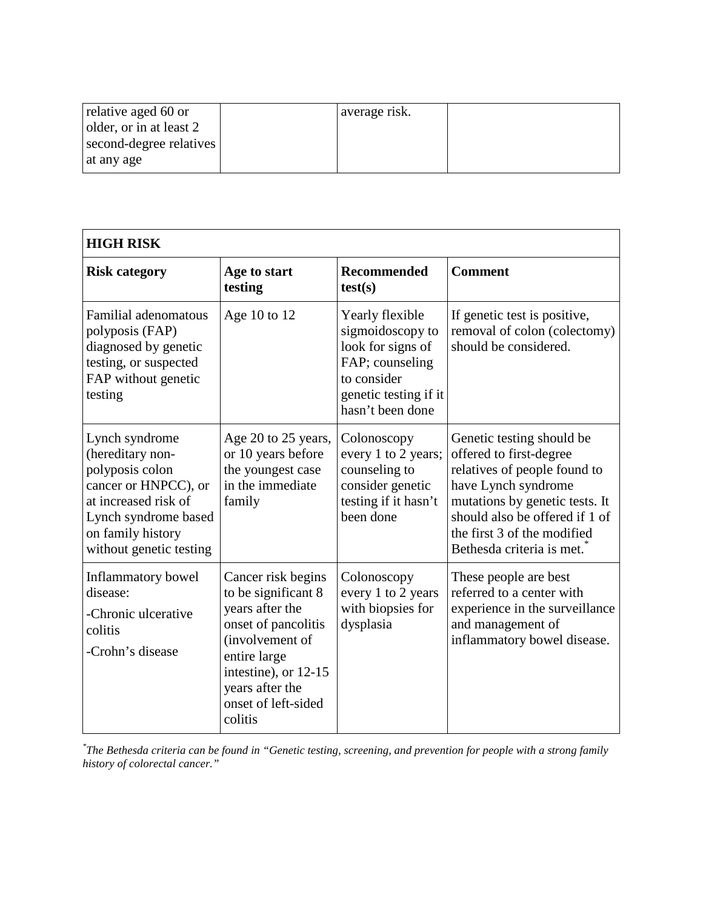| | | | |
|---|---|---|---|
| relative aged 60 or older, or in at least 2 second-degree relatives at any age | | average risk. | |

| **HIGH RISK** | | | |
|---|---|---|---|
| **Risk category** | **Age to start testing** | **Recommended test(s)** | **Comment** |
| Familial adenomatous polyposis (FAP) diagnosed by genetic testing, or suspected FAP without genetic testing | Age 10 to 12 | Yearly flexible sigmoidoscopy to look for signs of FAP; counseling to consider genetic testing if it hasn't been done | If genetic test is positive, removal of colon (colectomy) should be considered. |
| Lynch syndrome (hereditary non-polyposis colon cancer or HNPCC), or at increased risk of Lynch syndrome based on family history without genetic testing | Age 20 to 25 years, or 10 years before the youngest case in the immediate family | Colonoscopy every 1 to 2 years; counseling to consider genetic testing if it hasn't been done | Genetic testing should be offered to first-degree relatives of people found to have Lynch syndrome mutations by genetic tests. It should also be offered if 1 of the first 3 of the modified Bethesda criteria is met.* |
| Inflammatory bowel disease:<br>-Chronic ulcerative colitis<br>-Crohn's disease | Cancer risk begins to be significant 8 years after the onset of pancolitis (involvement of entire large intestine), or 12-15 years after the onset of left-sided colitis | Colonoscopy every 1 to 2 years with biopsies for dysplasia | These people are best referred to a center with experience in the surveillance and management of inflammatory bowel disease. |

**The Bethesda criteria can be found in "Genetic testing, screening, and prevention for people with a strong family history of colorectal cancer."*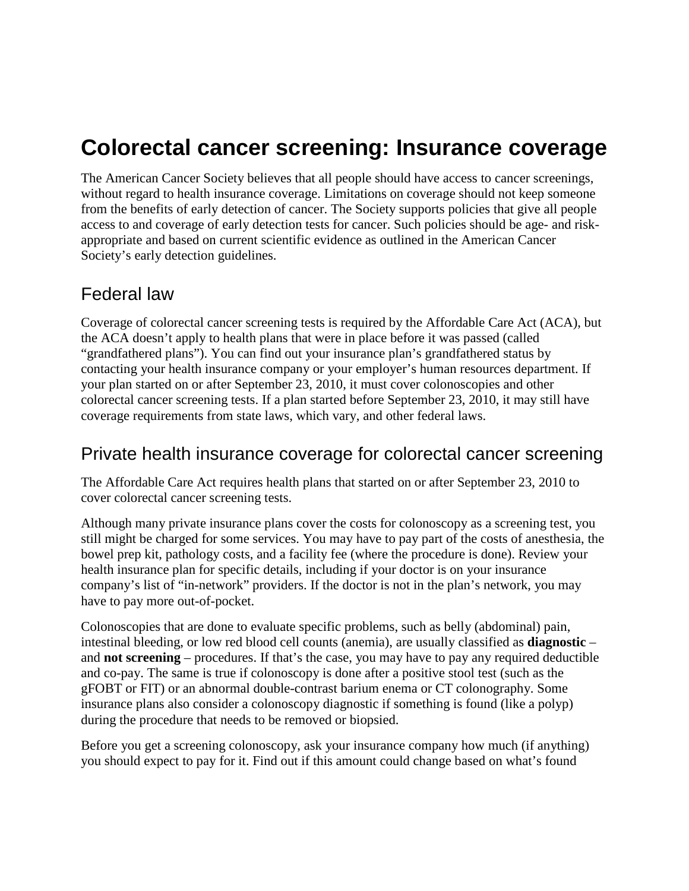# Colorectal cancer screening: Insurance coverage

The American Cancer Society believes that all people should have access to cancer screenings, without regard to health insurance coverage. Limitations on coverage should not keep someone from the benefits of early detection of cancer. The Society supports policies that give all people access to and coverage of early detection tests for cancer. Such policies should be age- and risk-appropriate and based on current scientific evidence as outlined in the American Cancer Society's early detection guidelines.

## Federal law

Coverage of colorectal cancer screening tests is required by the Affordable Care Act (ACA), but the ACA doesn't apply to health plans that were in place before it was passed (called "grandfathered plans"). You can find out your insurance plan's grandfathered status by contacting your health insurance company or your employer's human resources department. If your plan started on or after September 23, 2010, it must cover colonoscopies and other colorectal cancer screening tests. If a plan started before September 23, 2010, it may still have coverage requirements from state laws, which vary, and other federal laws.

## Private health insurance coverage for colorectal cancer screening

The Affordable Care Act requires health plans that started on or after September 23, 2010 to cover colorectal cancer screening tests.

Although many private insurance plans cover the costs for colonoscopy as a screening test, you still might be charged for some services. You may have to pay part of the costs of anesthesia, the bowel prep kit, pathology costs, and a facility fee (where the procedure is done). Review your health insurance plan for specific details, including if your doctor is on your insurance company's list of "in-network" providers. If the doctor is not in the plan's network, you may have to pay more out-of-pocket.

Colonoscopies that are done to evaluate specific problems, such as belly (abdominal) pain, intestinal bleeding, or low red blood cell counts (anemia), are usually classified as **diagnostic** – and **not screening** – procedures. If that's the case, you may have to pay any required deductible and co-pay. The same is true if colonoscopy is done after a positive stool test (such as the gFOBT or FIT) or an abnormal double-contrast barium enema or CT colonography. Some insurance plans also consider a colonoscopy diagnostic if something is found (like a polyp) during the procedure that needs to be removed or biopsied.

Before you get a screening colonoscopy, ask your insurance company how much (if anything) you should expect to pay for it. Find out if this amount could change based on what's found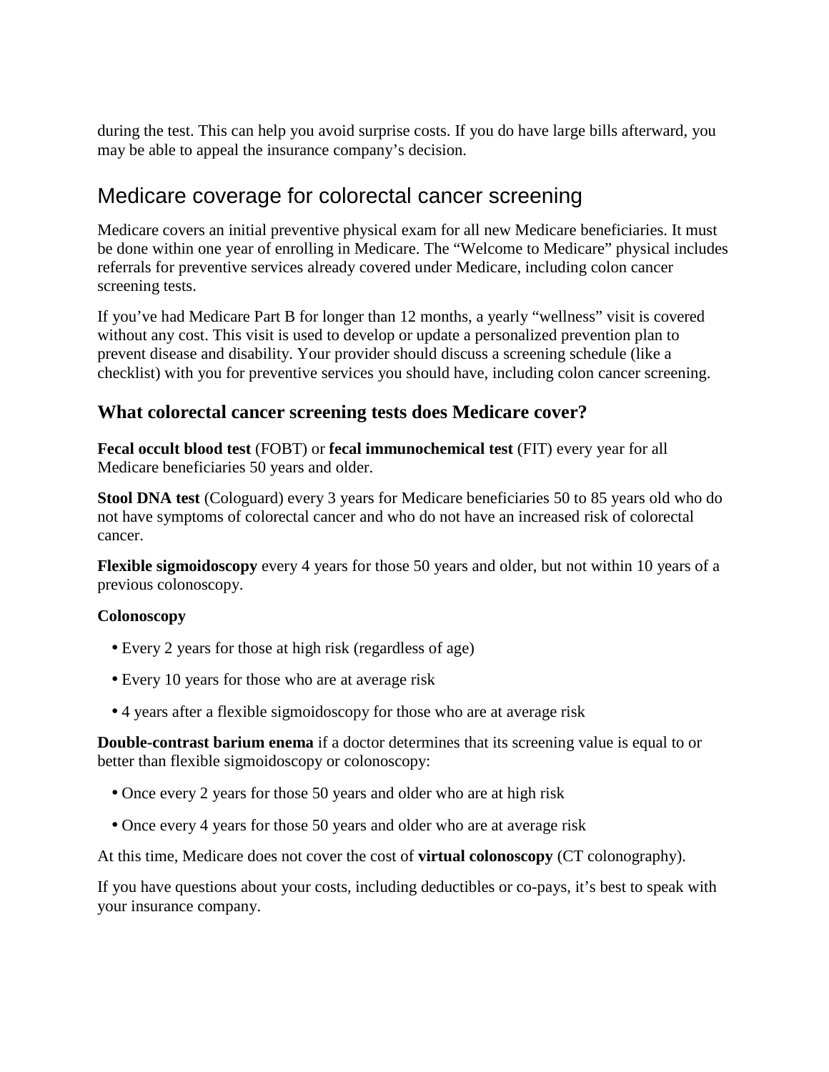during the test. This can help you avoid surprise costs. If you do have large bills afterward, you may be able to appeal the insurance company's decision.

## Medicare coverage for colorectal cancer screening

Medicare covers an initial preventive physical exam for all new Medicare beneficiaries. It must be done within one year of enrolling in Medicare. The "Welcome to Medicare" physical includes referrals for preventive services already covered under Medicare, including colon cancer screening tests.

If you've had Medicare Part B for longer than 12 months, a yearly "wellness" visit is covered without any cost. This visit is used to develop or update a personalized prevention plan to prevent disease and disability. Your provider should discuss a screening schedule (like a checklist) with you for preventive services you should have, including colon cancer screening.

### What colorectal cancer screening tests does Medicare cover?

**Fecal occult blood test** (FOBT) or **fecal immunochemical test** (FIT) every year for all Medicare beneficiaries 50 years and older.

**Stool DNA test** (Cologuard) every 3 years for Medicare beneficiaries 50 to 85 years old who do not have symptoms of colorectal cancer and who do not have an increased risk of colorectal cancer.

**Flexible sigmoidoscopy** every 4 years for those 50 years and older, but not within 10 years of a previous colonoscopy.

**Colonoscopy**

- Every 2 years for those at high risk (regardless of age)
- Every 10 years for those who are at average risk
- 4 years after a flexible sigmoidoscopy for those who are at average risk

**Double-contrast barium enema** if a doctor determines that its screening value is equal to or better than flexible sigmoidoscopy or colonoscopy:

- Once every 2 years for those 50 years and older who are at high risk
- Once every 4 years for those 50 years and older who are at average risk

At this time, Medicare does not cover the cost of **virtual colonoscopy** (CT colonography).

If you have questions about your costs, including deductibles or co-pays, it's best to speak with your insurance company.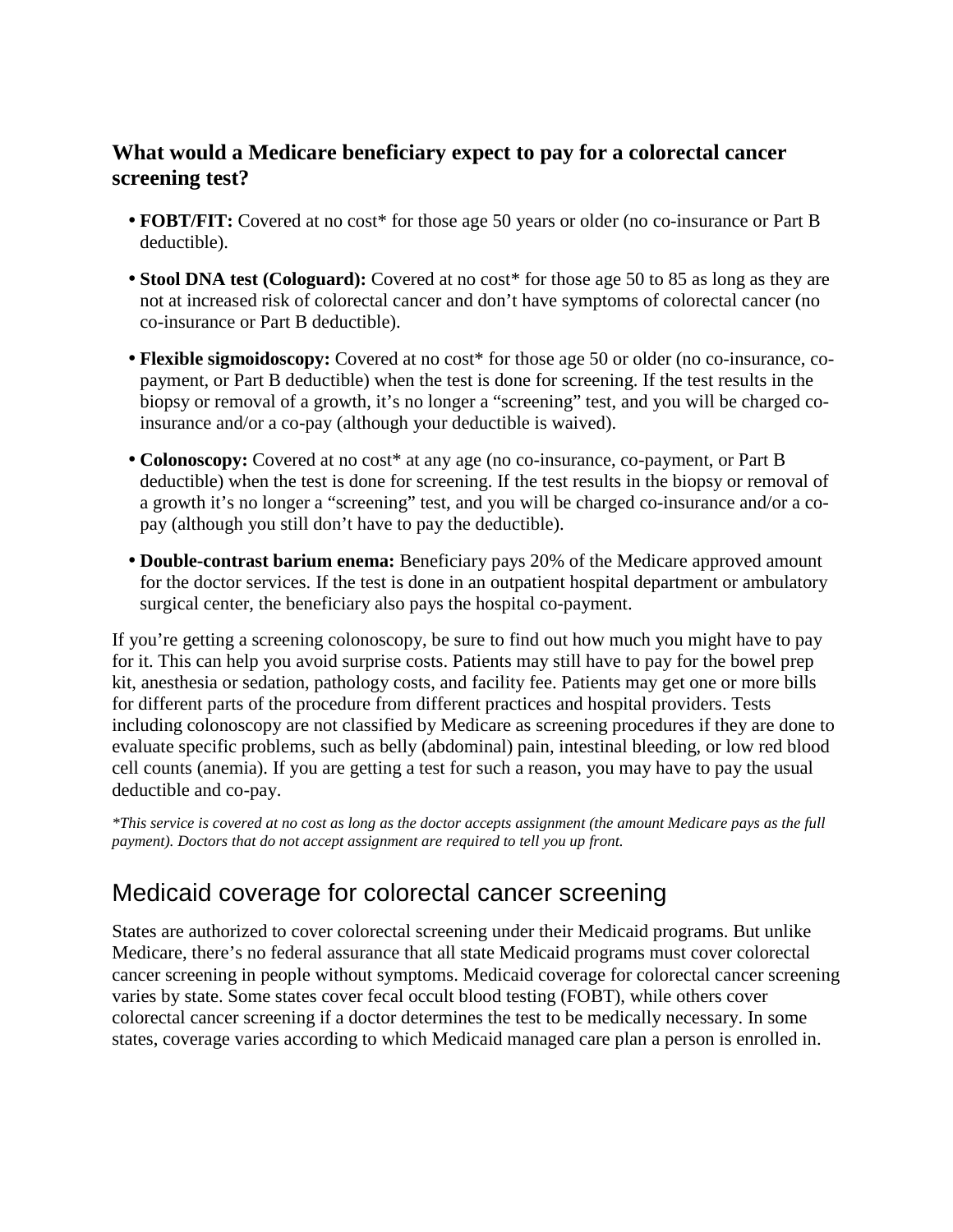### What would a Medicare beneficiary expect to pay for a colorectal cancer screening test?

- **FOBT/FIT:** Covered at no cost* for those age 50 years or older (no co-insurance or Part B deductible).
- **Stool DNA test (Cologuard):** Covered at no cost* for those age 50 to 85 as long as they are not at increased risk of colorectal cancer and don't have symptoms of colorectal cancer (no co-insurance or Part B deductible).
- **Flexible sigmoidoscopy:** Covered at no cost* for those age 50 or older (no co-insurance, co-payment, or Part B deductible) when the test is done for screening. If the test results in the biopsy or removal of a growth, it's no longer a "screening" test, and you will be charged co-insurance and/or a co-pay (although your deductible is waived).
- **Colonoscopy:** Covered at no cost* at any age (no co-insurance, co-payment, or Part B deductible) when the test is done for screening. If the test results in the biopsy or removal of a growth it's no longer a "screening" test, and you will be charged co-insurance and/or a co-pay (although you still don't have to pay the deductible).
- **Double-contrast barium enema:** Beneficiary pays 20% of the Medicare approved amount for the doctor services. If the test is done in an outpatient hospital department or ambulatory surgical center, the beneficiary also pays the hospital co-payment.

If you're getting a screening colonoscopy, be sure to find out how much you might have to pay for it. This can help you avoid surprise costs. Patients may still have to pay for the bowel prep kit, anesthesia or sedation, pathology costs, and facility fee. Patients may get one or more bills for different parts of the procedure from different practices and hospital providers. Tests including colonoscopy are not classified by Medicare as screening procedures if they are done to evaluate specific problems, such as belly (abdominal) pain, intestinal bleeding, or low red blood cell counts (anemia). If you are getting a test for such a reason, you may have to pay the usual deductible and co-pay.

*\*This service is covered at no cost as long as the doctor accepts assignment (the amount Medicare pays as the full payment). Doctors that do not accept assignment are required to tell you up front.*

## Medicaid coverage for colorectal cancer screening

States are authorized to cover colorectal screening under their Medicaid programs. But unlike Medicare, there's no federal assurance that all state Medicaid programs must cover colorectal cancer screening in people without symptoms. Medicaid coverage for colorectal cancer screening varies by state. Some states cover fecal occult blood testing (FOBT), while others cover colorectal cancer screening if a doctor determines the test to be medically necessary. In some states, coverage varies according to which Medicaid managed care plan a person is enrolled in.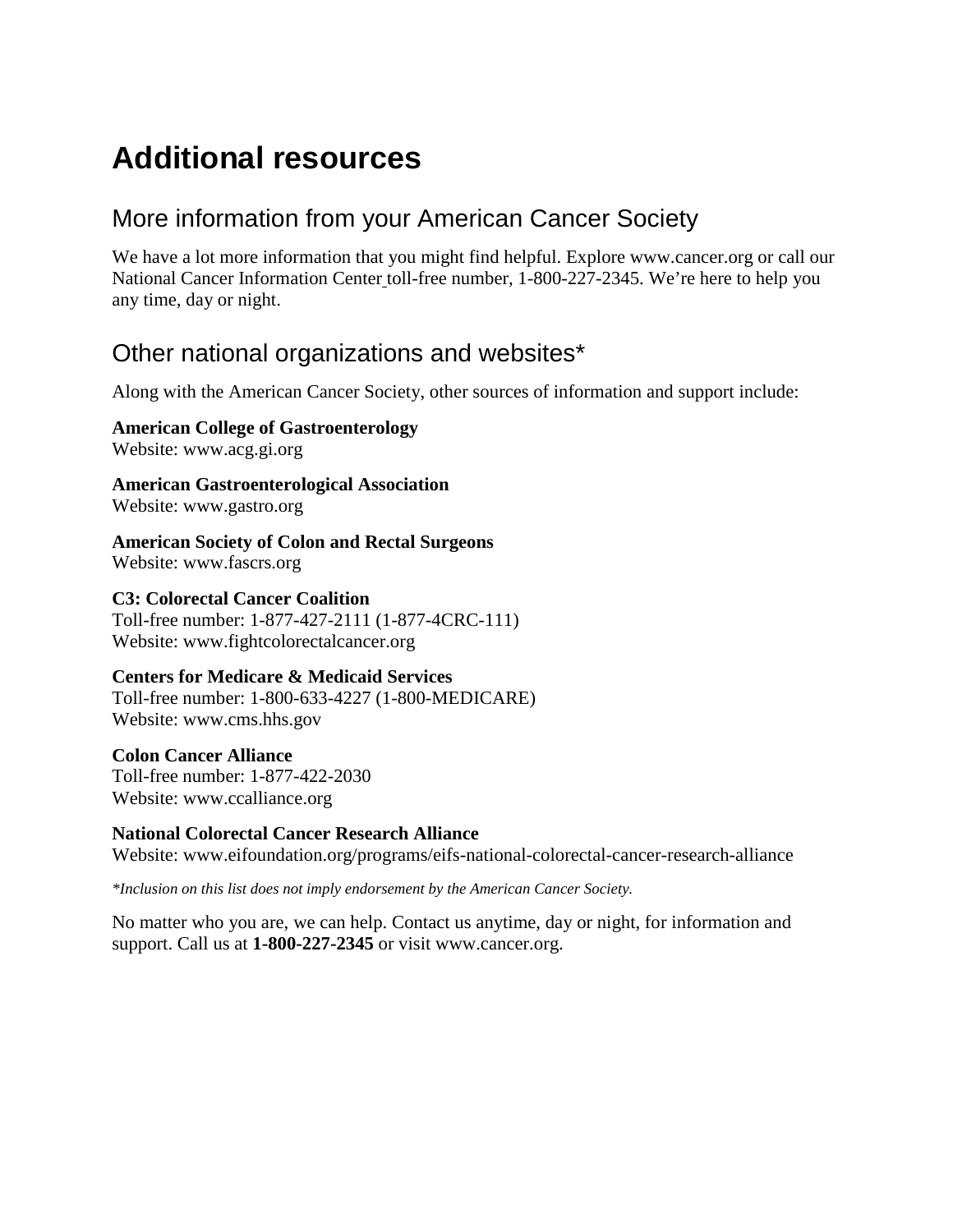# Additional resources

## More information from your American Cancer Society

We have a lot more information that you might find helpful. Explore www.cancer.org or call our National Cancer Information Center toll-free number, 1-800-227-2345. We're here to help you any time, day or night.

## Other national organizations and websites*

Along with the American Cancer Society, other sources of information and support include:

**American College of Gastroenterology**
Website: www.acg.gi.org

**American Gastroenterological Association**
Website: www.gastro.org

**American Society of Colon and Rectal Surgeons**
Website: www.fascrs.org

**C3: Colorectal Cancer Coalition**
Toll-free number: 1-877-427-2111 (1-877-4CRC-111)
Website: www.fightcolorectalcancer.org

**Centers for Medicare & Medicaid Services**
Toll-free number: 1-800-633-4227 (1-800-MEDICARE)
Website: www.cms.hhs.gov

**Colon Cancer Alliance**
Toll-free number: 1-877-422-2030
Website: www.ccalliance.org

**National Colorectal Cancer Research Alliance**
Website: www.eifoundation.org/programs/eifs-national-colorectal-cancer-research-alliance

*\*Inclusion on this list does not imply endorsement by the American Cancer Society.*

No matter who you are, we can help. Contact us anytime, day or night, for information and support. Call us at **1-800-227-2345** or visit www.cancer.org.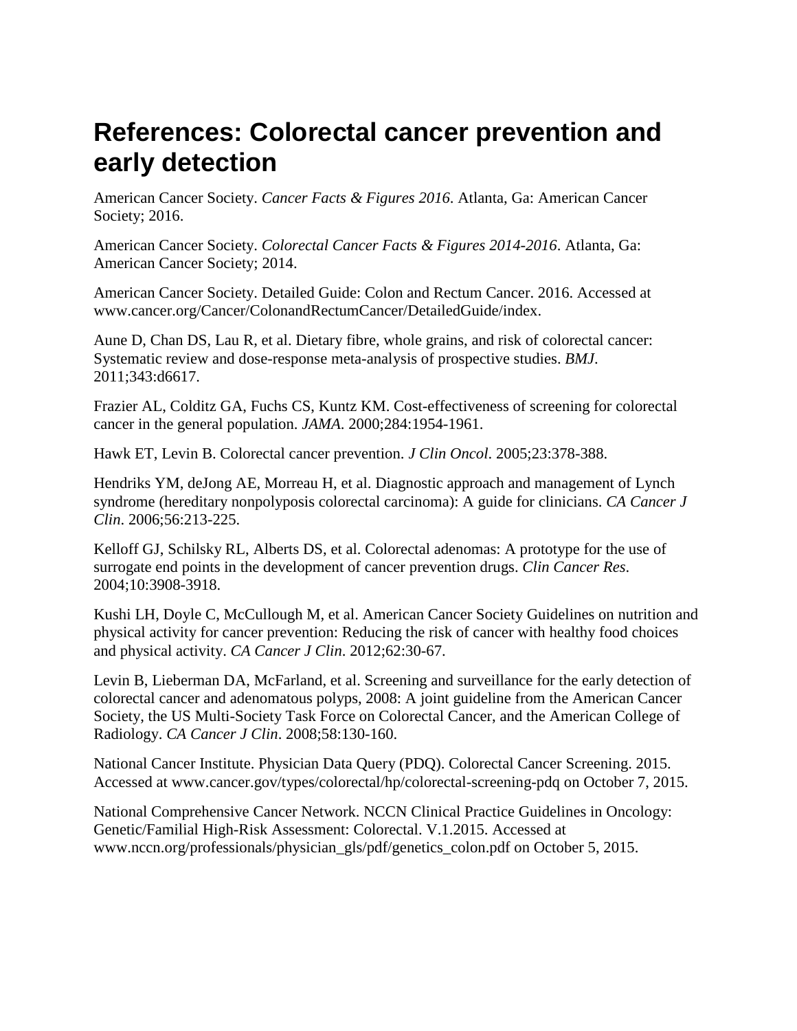# References: Colorectal cancer prevention and early detection

American Cancer Society. *Cancer Facts & Figures 2016*. Atlanta, Ga: American Cancer Society; 2016.

American Cancer Society. *Colorectal Cancer Facts & Figures 2014-2016*. Atlanta, Ga: American Cancer Society; 2014.

American Cancer Society. Detailed Guide: Colon and Rectum Cancer. 2016. Accessed at www.cancer.org/Cancer/ColonandRectumCancer/DetailedGuide/index.

Aune D, Chan DS, Lau R, et al. Dietary fibre, whole grains, and risk of colorectal cancer: Systematic review and dose-response meta-analysis of prospective studies. *BMJ*. 2011;343:d6617.

Frazier AL, Colditz GA, Fuchs CS, Kuntz KM. Cost-effectiveness of screening for colorectal cancer in the general population. *JAMA*. 2000;284:1954-1961.

Hawk ET, Levin B. Colorectal cancer prevention. *J Clin Oncol*. 2005;23:378-388.

Hendriks YM, deJong AE, Morreau H, et al. Diagnostic approach and management of Lynch syndrome (hereditary nonpolyposis colorectal carcinoma): A guide for clinicians. *CA Cancer J Clin*. 2006;56:213-225.

Kelloff GJ, Schilsky RL, Alberts DS, et al. Colorectal adenomas: A prototype for the use of surrogate end points in the development of cancer prevention drugs. *Clin Cancer Res*. 2004;10:3908-3918.

Kushi LH, Doyle C, McCullough M, et al. American Cancer Society Guidelines on nutrition and physical activity for cancer prevention: Reducing the risk of cancer with healthy food choices and physical activity. *CA Cancer J Clin*. 2012;62:30-67.

Levin B, Lieberman DA, McFarland, et al. Screening and surveillance for the early detection of colorectal cancer and adenomatous polyps, 2008: A joint guideline from the American Cancer Society, the US Multi-Society Task Force on Colorectal Cancer, and the American College of Radiology. *CA Cancer J Clin*. 2008;58:130-160.

National Cancer Institute. Physician Data Query (PDQ). Colorectal Cancer Screening. 2015. Accessed at www.cancer.gov/types/colorectal/hp/colorectal-screening-pdq on October 7, 2015.

National Comprehensive Cancer Network. NCCN Clinical Practice Guidelines in Oncology: Genetic/Familial High-Risk Assessment: Colorectal. V.1.2015. Accessed at www.nccn.org/professionals/physician_gls/pdf/genetics_colon.pdf on October 5, 2015.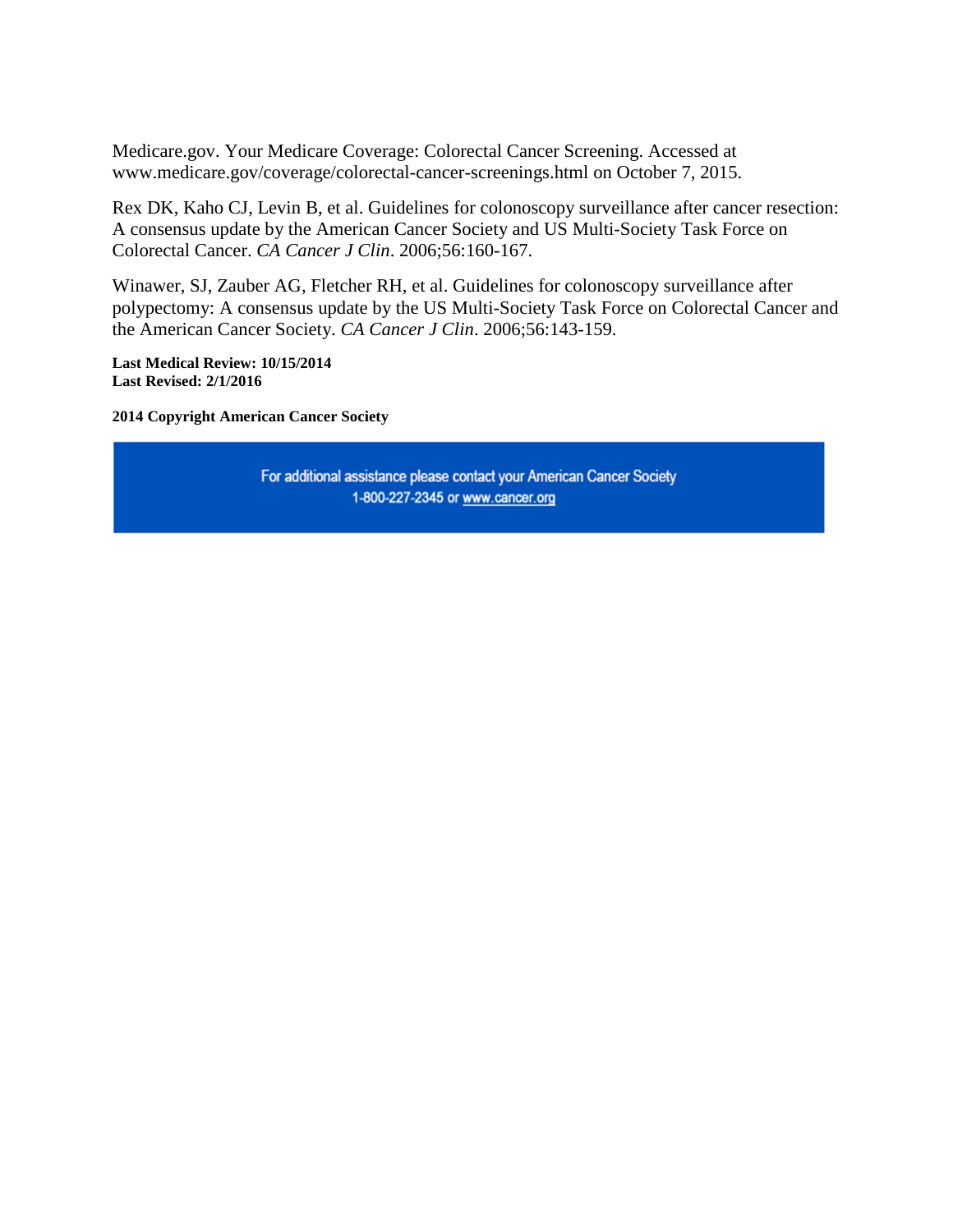Medicare.gov. Your Medicare Coverage: Colorectal Cancer Screening. Accessed at www.medicare.gov/coverage/colorectal-cancer-screenings.html on October 7, 2015.

Rex DK, Kaho CJ, Levin B, et al. Guidelines for colonoscopy surveillance after cancer resection: A consensus update by the American Cancer Society and US Multi-Society Task Force on Colorectal Cancer. *CA Cancer J Clin*. 2006;56:160-167.

Winawer, SJ, Zauber AG, Fletcher RH, et al. Guidelines for colonoscopy surveillance after polypectomy: A consensus update by the US Multi-Society Task Force on Colorectal Cancer and the American Cancer Society. *CA Cancer J Clin*. 2006;56:143-159.

**Last Medical Review: 10/15/2014**
**Last Revised: 2/1/2016**

**2014 Copyright American Cancer Society**

For additional assistance please contact your American Cancer Society
1-800-227-2345 or www.cancer.org